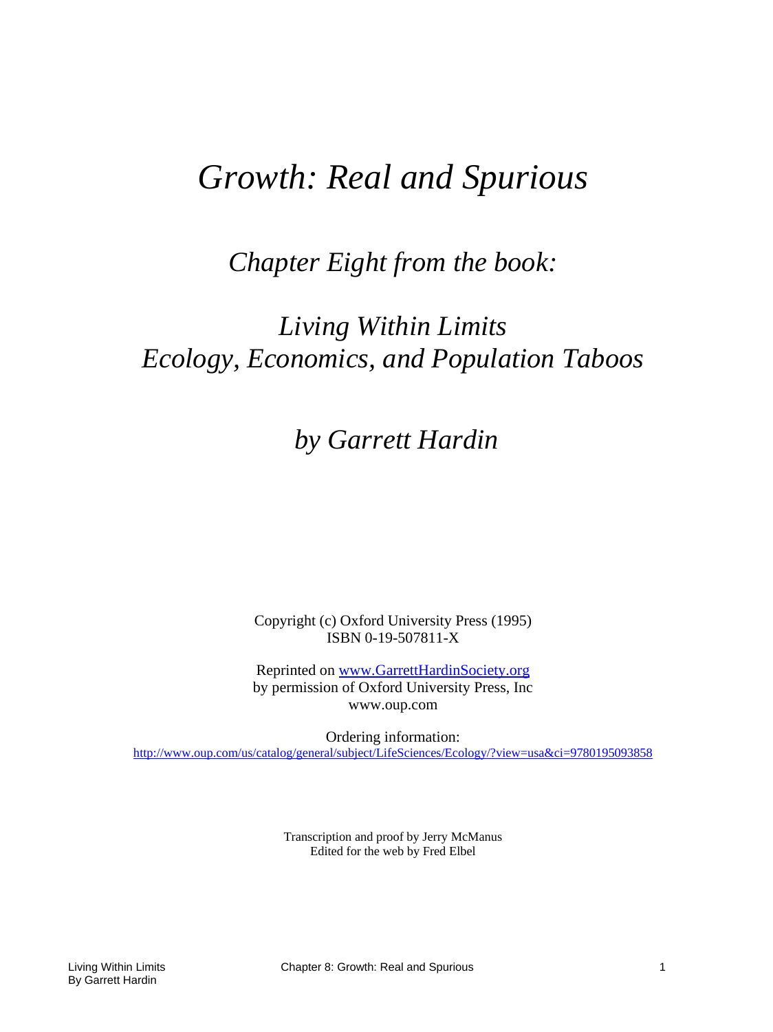# *Growth: Real and Spurious*

## *Chapter Eight from the book:*

## *Living Within Limits*
## *Ecology, Economics, and Population Taboos*

## *by Garrett Hardin*

Copyright (c) Oxford University Press (1995)
ISBN 0-19-507811-X

Reprinted on [www.GarrettHardinSociety.org](http://www.GarrettHardinSociety.org)
by permission of Oxford University Press, Inc
www.oup.com

Ordering information:
[http://www.oup.com/us/catalog/general/subject/LifeSciences/Ecology/?view=usa&ci=9780195093858](http://www.oup.com/us/catalog/general/subject/LifeSciences/Ecology/?view=usa&ci=9780195093858)

Transcription and proof by Jerry McManus
Edited for the web by Fred Elbel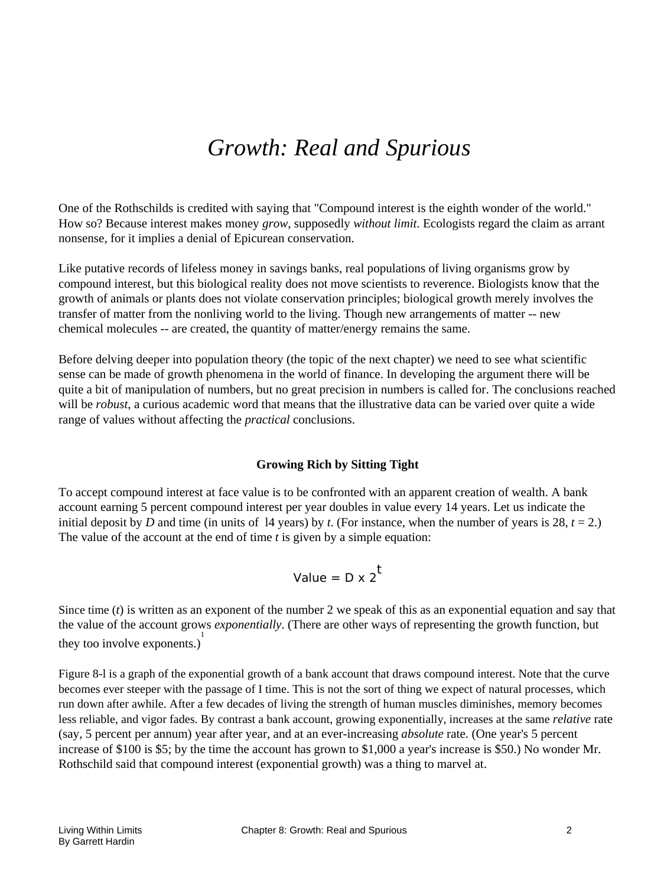# Growth: Real and Spurious

One of the Rothschilds is credited with saying that "Compound interest is the eighth wonder of the world." How so? Because interest makes money *grow*, supposedly *without limit*. Ecologists regard the claim as arrant nonsense, for it implies a denial of Epicurean conservation.

Like putative records of lifeless money in savings banks, real populations of living organisms grow by compound interest, but this biological reality does not move scientists to reverence. Biologists know that the growth of animals or plants does not violate conservation principles; biological growth merely involves the transfer of matter from the nonliving world to the living. Though new arrangements of matter -- new chemical molecules -- are created, the quantity of matter/energy remains the same.

Before delving deeper into population theory (the topic of the next chapter) we need to see what scientific sense can be made of growth phenomena in the world of finance. In developing the argument there will be quite a bit of manipulation of numbers, but no great precision in numbers is called for. The conclusions reached will be *robust*, a curious academic word that means that the illustrative data can be varied over quite a wide range of values without affecting the *practical* conclusions.

### Growing Rich by Sitting Tight

To accept compound interest at face value is to be confronted with an apparent creation of wealth. A bank account earning 5 percent compound interest per year doubles in value every 14 years. Let us indicate the initial deposit by *D* and time (in units of 14 years) by *t*. (For instance, when the number of years is 28, $t = 2$.) The value of the account at the end of time *t* is given by a simple equation:

$$\text{Value} = D \times 2^t$$

Since time (*t*) is written as an exponent of the number 2 we speak of this as an exponential equation and say that the value of the account grows *exponentially*. (There are other ways of representing the growth function, but they too involve exponents.)[1]

Figure 8-l is a graph of the exponential growth of a bank account that draws compound interest. Note that the curve becomes ever steeper with the passage of I time. This is not the sort of thing we expect of natural processes, which run down after awhile. After a few decades of living the strength of human muscles diminishes, memory becomes less reliable, and vigor fades. By contrast a bank account, growing exponentially, increases at the same *relative* rate (say, 5 percent per annum) year after year, and at an ever-increasing *absolute* rate. (One year's 5 percent increase of $100 is $5; by the time the account has grown to $1,000 a year's increase is $50.) No wonder Mr. Rothschild said that compound interest (exponential growth) was a thing to marvel at.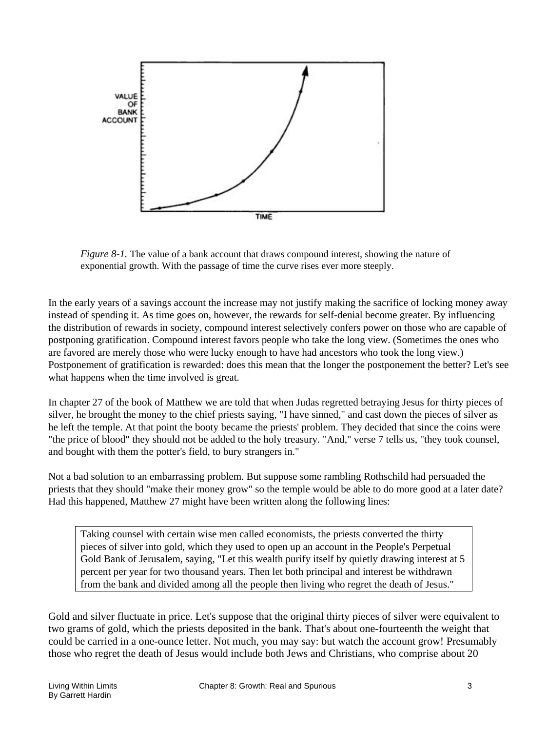*Figure 8-1.* The value of a bank account that draws compound interest, showing the nature of exponential growth. With the passage of time the curve rises ever more steeply.

In the early years of a savings account the increase may not justify making the sacrifice of locking money away instead of spending it. As time goes on, however, the rewards for self-denial become greater. By influencing the distribution of rewards in society, compound interest selectively confers power on those who are capable of postponing gratification. Compound interest favors people who take the long view. (Sometimes the ones who are favored are merely those who were lucky enough to have had ancestors who took the long view.) Postponement of gratification is rewarded: does this mean that the longer the postponement the better? Let's see what happens when the time involved is great.

In chapter 27 of the book of Matthew we are told that when Judas regretted betraying Jesus for thirty pieces of silver, he brought the money to the chief priests saying, "I have sinned," and cast down the pieces of silver as he left the temple. At that point the booty became the priests' problem. They decided that since the coins were "the price of blood" they should not be added to the holy treasury. "And," verse 7 tells us, "they took counsel, and bought with them the potter's field, to bury strangers in."

Not a bad solution to an embarrassing problem. But suppose some rambling Rothschild had persuaded the priests that they should "make their money grow" so the temple would be able to do more good at a later date? Had this happened, Matthew 27 might have been written along the following lines:

> Taking counsel with certain wise men called economists, the priests converted the thirty pieces of silver into gold, which they used to open up an account in the People's Perpetual Gold Bank of Jerusalem, saying, "Let this wealth purify itself by quietly drawing interest at 5 percent per year for two thousand years. Then let both principal and interest be withdrawn from the bank and divided among all the people then living who regret the death of Jesus."

Gold and silver fluctuate in price. Let's suppose that the original thirty pieces of silver were equivalent to two grams of gold, which the priests deposited in the bank. That's about one-fourteenth the weight that could be carried in a one-ounce letter. Not much, you may say: but watch the account grow! Presumably those who regret the death of Jesus would include both Jews and Christians, who comprise about 20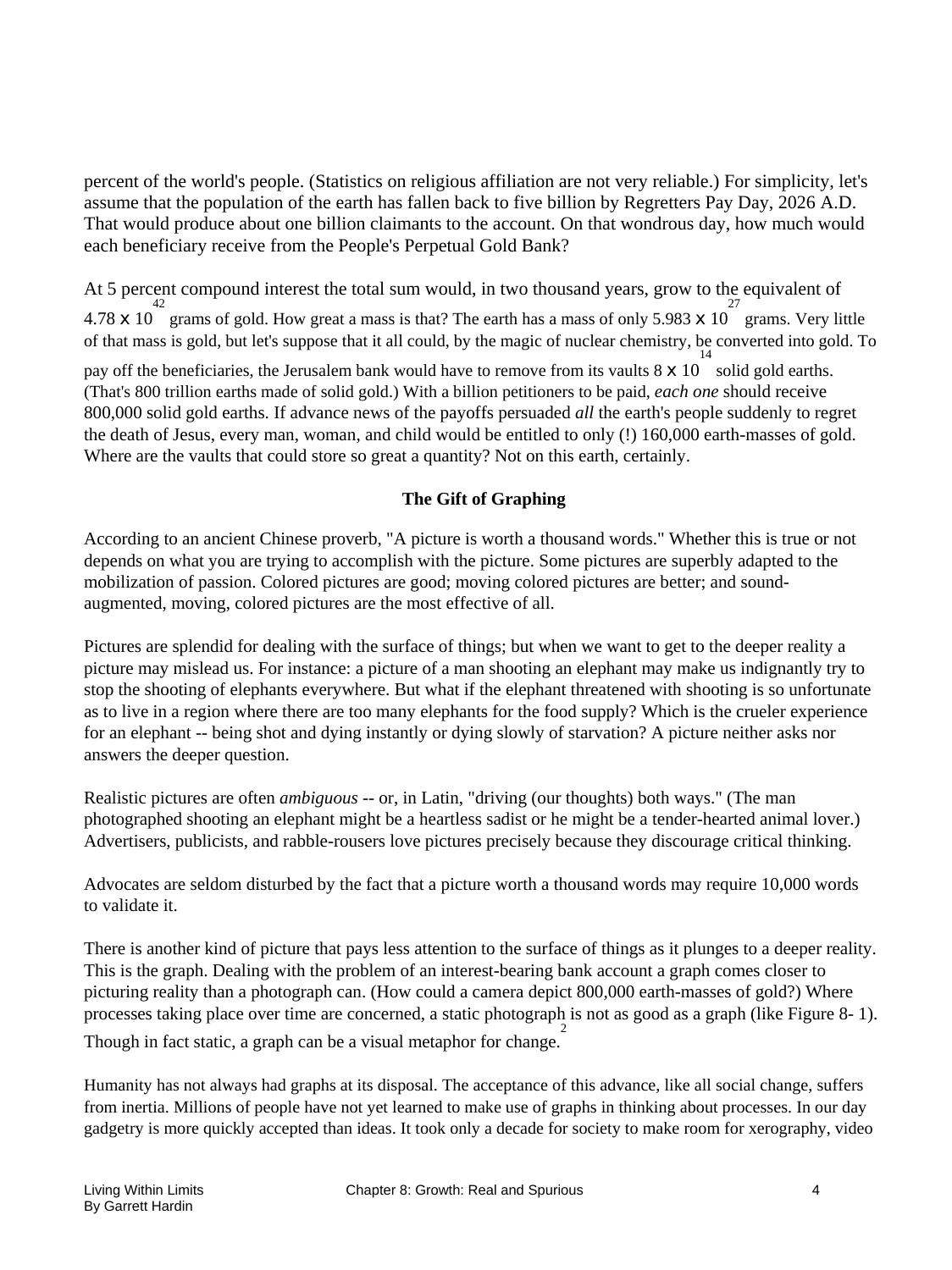percent of the world's people. (Statistics on religious affiliation are not very reliable.) For simplicity, let's assume that the population of the earth has fallen back to five billion by Regretters Pay Day, 2026 A.D. That would produce about one billion claimants to the account. On that wondrous day, how much would each beneficiary receive from the People's Perpetual Gold Bank?

At 5 percent compound interest the total sum would, in two thousand years, grow to the equivalent of $4.78 \times 10^{42}$ grams of gold. How great a mass is that? The earth has a mass of only $5.983 \times 10^{27}$ grams. Very little of that mass is gold, but let's suppose that it all could, by the magic of nuclear chemistry, be converted into gold. To pay off the beneficiaries, the Jerusalem bank would have to remove from its vaults $8 \times 10^{14}$ solid gold earths. (That's 800 trillion earths made of solid gold.) With a billion petitioners to be paid, *each one* should receive 800,000 solid gold earths. If advance news of the payoffs persuaded *all* the earth's people suddenly to regret the death of Jesus, every man, woman, and child would be entitled to only (!) 160,000 earth-masses of gold. Where are the vaults that could store so great a quantity? Not on this earth, certainly.

### The Gift of Graphing

According to an ancient Chinese proverb, "A picture is worth a thousand words." Whether this is true or not depends on what you are trying to accomplish with the picture. Some pictures are superbly adapted to the mobilization of passion. Colored pictures are good; moving colored pictures are better; and sound-augmented, moving, colored pictures are the most effective of all.

Pictures are splendid for dealing with the surface of things; but when we want to get to the deeper reality a picture may mislead us. For instance: a picture of a man shooting an elephant may make us indignantly try to stop the shooting of elephants everywhere. But what if the elephant threatened with shooting is so unfortunate as to live in a region where there are too many elephants for the food supply? Which is the crueler experience for an elephant -- being shot and dying instantly or dying slowly of starvation? A picture neither asks nor answers the deeper question.

Realistic pictures are often *ambiguous* -- or, in Latin, "driving (our thoughts) both ways." (The man photographed shooting an elephant might be a heartless sadist or he might be a tender-hearted animal lover.) Advertisers, publicists, and rabble-rousers love pictures precisely because they discourage critical thinking.

Advocates are seldom disturbed by the fact that a picture worth a thousand words may require 10,000 words to validate it.

There is another kind of picture that pays less attention to the surface of things as it plunges to a deeper reality. This is the graph. Dealing with the problem of an interest-bearing bank account a graph comes closer to picturing reality than a photograph can. (How could a camera depict 800,000 earth-masses of gold?) Where processes taking place over time are concerned, a static photograph is not as good as a graph (like Figure 8- 1). Though in fact static, a graph can be a visual metaphor for change.[2]

Humanity has not always had graphs at its disposal. The acceptance of this advance, like all social change, suffers from inertia. Millions of people have not yet learned to make use of graphs in thinking about processes. In our day gadgetry is more quickly accepted than ideas. It took only a decade for society to make room for xerography, video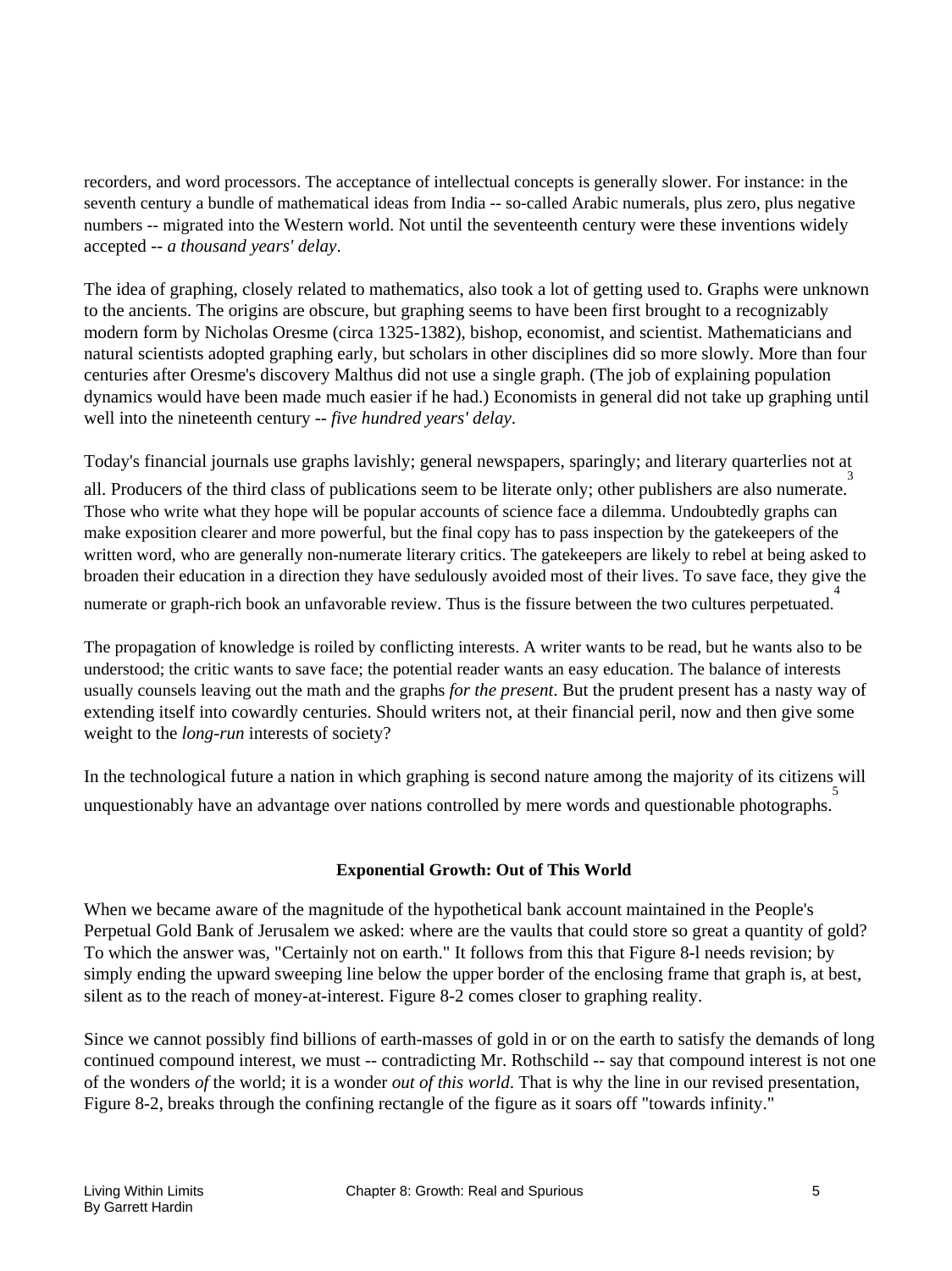recorders, and word processors. The acceptance of intellectual concepts is generally slower. For instance: in the seventh century a bundle of mathematical ideas from India -- so-called Arabic numerals, plus zero, plus negative numbers -- migrated into the Western world. Not until the seventeenth century were these inventions widely accepted -- *a thousand years' delay*.

The idea of graphing, closely related to mathematics, also took a lot of getting used to. Graphs were unknown to the ancients. The origins are obscure, but graphing seems to have been first brought to a recognizably modern form by Nicholas Oresme (circa 1325-1382), bishop, economist, and scientist. Mathematicians and natural scientists adopted graphing early, but scholars in other disciplines did so more slowly. More than four centuries after Oresme's discovery Malthus did not use a single graph. (The job of explaining population dynamics would have been made much easier if he had.) Economists in general did not take up graphing until well into the nineteenth century -- *five hundred years' delay*.

Today's financial journals use graphs lavishly; general newspapers, sparingly; and literary quarterlies not at all. Producers of the third class of publications seem to be literate only; other publishers are also numerate.[3] Those who write what they hope will be popular accounts of science face a dilemma. Undoubtedly graphs can make exposition clearer and more powerful, but the final copy has to pass inspection by the gatekeepers of the written word, who are generally non-numerate literary critics. The gatekeepers are likely to rebel at being asked to broaden their education in a direction they have sedulously avoided most of their lives. To save face, they give the numerate or graph-rich book an unfavorable review. Thus is the fissure between the two cultures perpetuated.[4]

The propagation of knowledge is roiled by conflicting interests. A writer wants to be read, but he wants also to be understood; the critic wants to save face; the potential reader wants an easy education. The balance of interests usually counsels leaving out the math and the graphs *for the present*. But the prudent present has a nasty way of extending itself into cowardly centuries. Should writers not, at their financial peril, now and then give some weight to the *long-run* interests of society?

In the technological future a nation in which graphing is second nature among the majority of its citizens will unquestionably have an advantage over nations controlled by mere words and questionable photographs.[5]

### Exponential Growth: Out of This World

When we became aware of the magnitude of the hypothetical bank account maintained in the People's Perpetual Gold Bank of Jerusalem we asked: where are the vaults that could store so great a quantity of gold? To which the answer was, "Certainly not on earth." It follows from this that Figure 8-l needs revision; by simply ending the upward sweeping line below the upper border of the enclosing frame that graph is, at best, silent as to the reach of money-at-interest. Figure 8-2 comes closer to graphing reality.

Since we cannot possibly find billions of earth-masses of gold in or on the earth to satisfy the demands of long continued compound interest, we must -- contradicting Mr. Rothschild -- say that compound interest is not one of the wonders *of* the world; it is a wonder *out of this world*. That is why the line in our revised presentation, Figure 8-2, breaks through the confining rectangle of the figure as it soars off "towards infinity."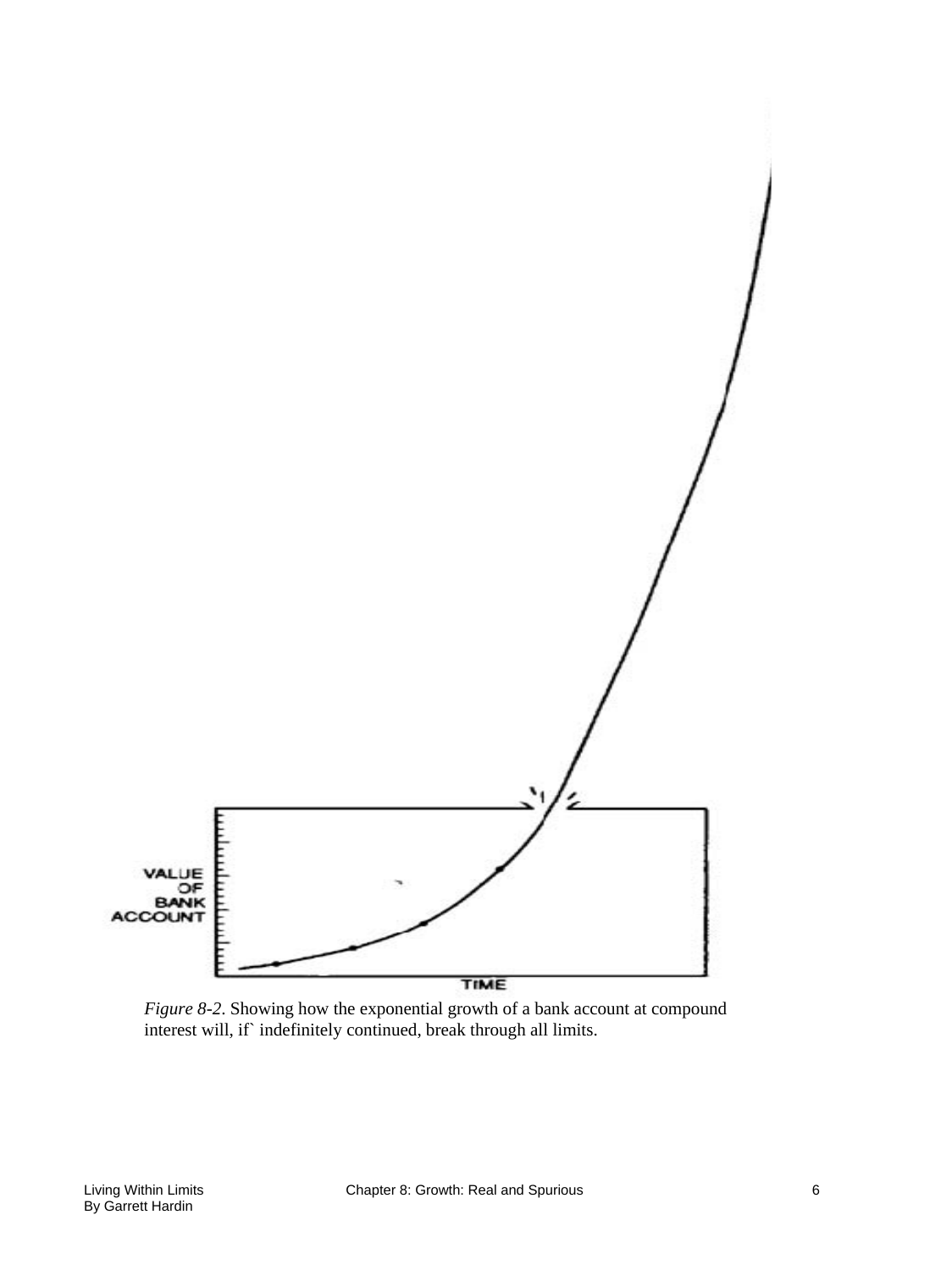*Figure 8-2*. Showing how the exponential growth of a bank account at compound interest will, if` indefinitely continued, break through all limits.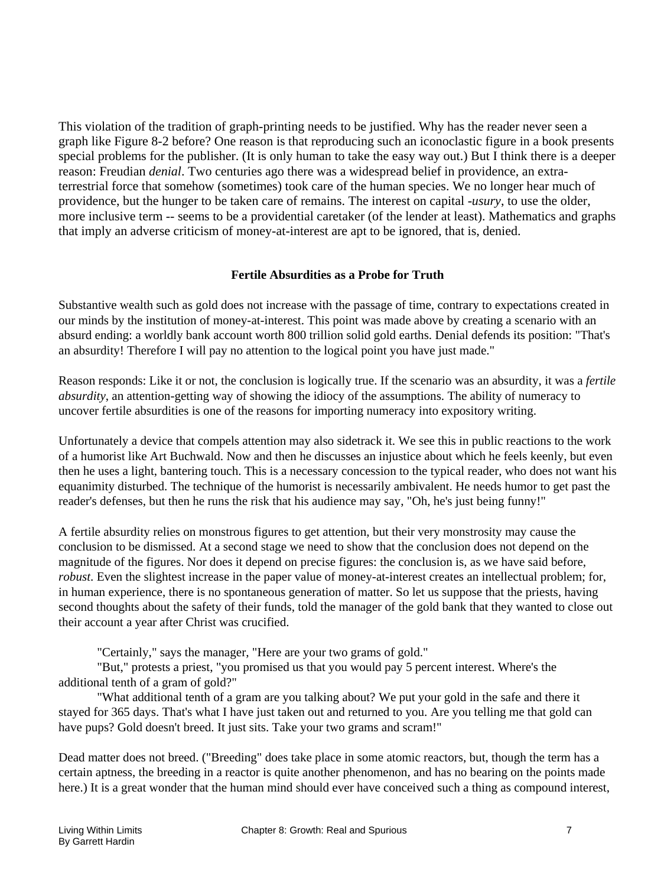This violation of the tradition of graph-printing needs to be justified. Why has the reader never seen a graph like Figure 8-2 before? One reason is that reproducing such an iconoclastic figure in a book presents special problems for the publisher. (It is only human to take the easy way out.) But I think there is a deeper reason: Freudian *denial*. Two centuries ago there was a widespread belief in providence, an extra-terrestrial force that somehow (sometimes) took care of the human species. We no longer hear much of providence, but the hunger to be taken care of remains. The interest on capital -*usury*, to use the older, more inclusive term -- seems to be a providential caretaker (of the lender at least). Mathematics and graphs that imply an adverse criticism of money-at-interest are apt to be ignored, that is, denied.

### Fertile Absurdities as a Probe for Truth

Substantive wealth such as gold does not increase with the passage of time, contrary to expectations created in our minds by the institution of money-at-interest. This point was made above by creating a scenario with an absurd ending: a worldly bank account worth 800 trillion solid gold earths. Denial defends its position: "That's an absurdity! Therefore I will pay no attention to the logical point you have just made."

Reason responds: Like it or not, the conclusion is logically true. If the scenario was an absurdity, it was a *fertile absurdity*, an attention-getting way of showing the idiocy of the assumptions. The ability of numeracy to uncover fertile absurdities is one of the reasons for importing numeracy into expository writing.

Unfortunately a device that compels attention may also sidetrack it. We see this in public reactions to the work of a humorist like Art Buchwald. Now and then he discusses an injustice about which he feels keenly, but even then he uses a light, bantering touch. This is a necessary concession to the typical reader, who does not want his equanimity disturbed. The technique of the humorist is necessarily ambivalent. He needs humor to get past the reader's defenses, but then he runs the risk that his audience may say, "Oh, he's just being funny!"

A fertile absurdity relies on monstrous figures to get attention, but their very monstrosity may cause the conclusion to be dismissed. At a second stage we need to show that the conclusion does not depend on the magnitude of the figures. Nor does it depend on precise figures: the conclusion is, as we have said before, *robust*. Even the slightest increase in the paper value of money-at-interest creates an intellectual problem; for, in human experience, there is no spontaneous generation of matter. So let us suppose that the priests, having second thoughts about the safety of their funds, told the manager of the gold bank that they wanted to close out their account a year after Christ was crucified.

"Certainly," says the manager, "Here are your two grams of gold."

"But," protests a priest, "you promised us that you would pay 5 percent interest. Where's the additional tenth of a gram of gold?"

"What additional tenth of a gram are you talking about? We put your gold in the safe and there it stayed for 365 days. That's what I have just taken out and returned to you. Are you telling me that gold can have pups? Gold doesn't breed. It just sits. Take your two grams and scram!"

Dead matter does not breed. ("Breeding" does take place in some atomic reactors, but, though the term has a certain aptness, the breeding in a reactor is quite another phenomenon, and has no bearing on the points made here.) It is a great wonder that the human mind should ever have conceived such a thing as compound interest,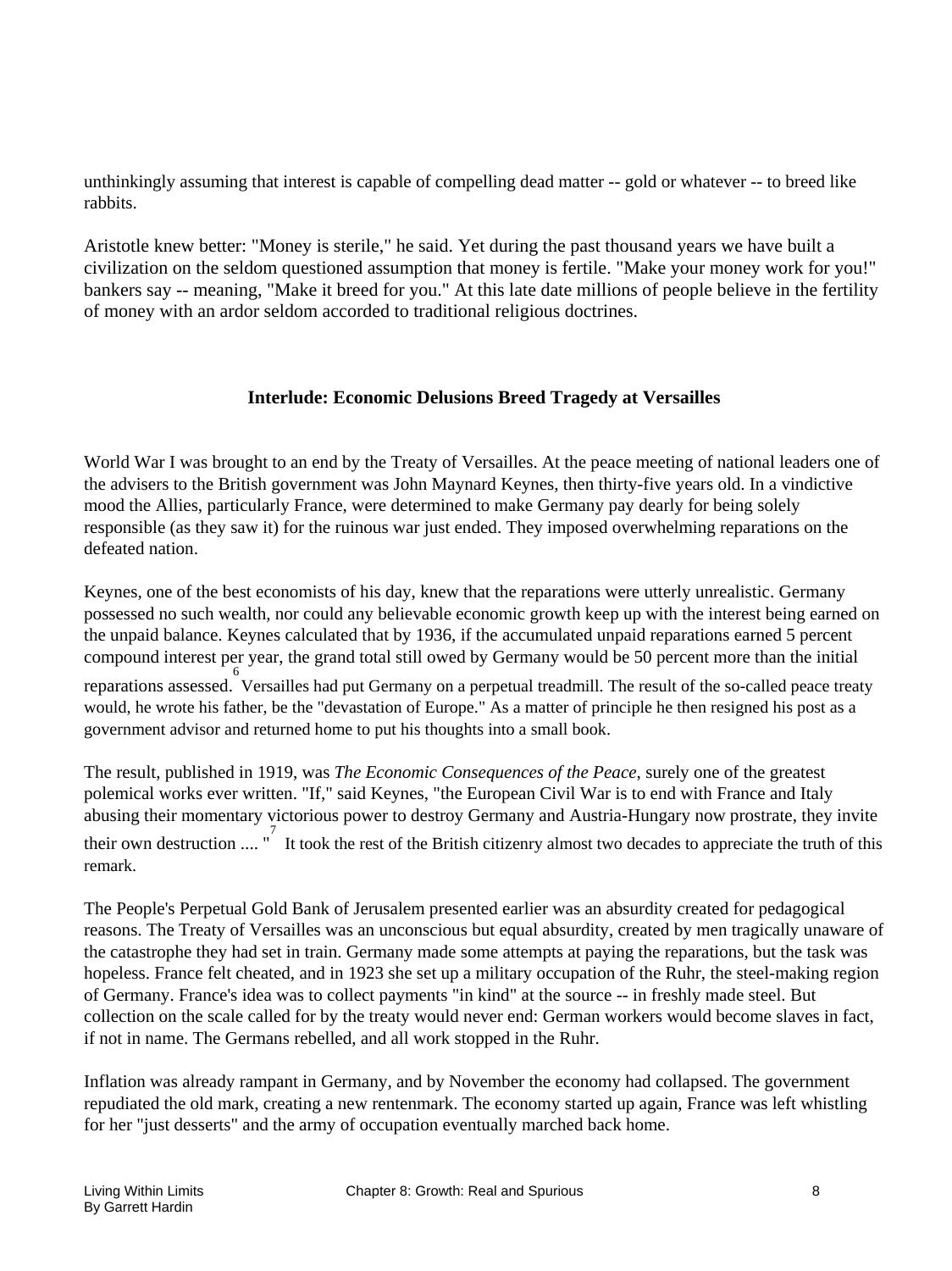unthinkingly assuming that interest is capable of compelling dead matter -- gold or whatever -- to breed like rabbits.

Aristotle knew better: "Money is sterile," he said. Yet during the past thousand years we have built a civilization on the seldom questioned assumption that money is fertile. "Make your money work for you!" bankers say -- meaning, "Make it breed for you." At this late date millions of people believe in the fertility of money with an ardor seldom accorded to traditional religious doctrines.

### Interlude: Economic Delusions Breed Tragedy at Versailles

World War I was brought to an end by the Treaty of Versailles. At the peace meeting of national leaders one of the advisers to the British government was John Maynard Keynes, then thirty-five years old. In a vindictive mood the Allies, particularly France, were determined to make Germany pay dearly for being solely responsible (as they saw it) for the ruinous war just ended. They imposed overwhelming reparations on the defeated nation.

Keynes, one of the best economists of his day, knew that the reparations were utterly unrealistic. Germany possessed no such wealth, nor could any believable economic growth keep up with the interest being earned on the unpaid balance. Keynes calculated that by 1936, if the accumulated unpaid reparations earned 5 percent compound interest per year, the grand total still owed by Germany would be 50 percent more than the initial reparations assessed.[6] Versailles had put Germany on a perpetual treadmill. The result of the so-called peace treaty would, he wrote his father, be the "devastation of Europe." As a matter of principle he then resigned his post as a government advisor and returned home to put his thoughts into a small book.

The result, published in 1919, was *The Economic Consequences of the Peace*, surely one of the greatest polemical works ever written. "If," said Keynes, "the European Civil War is to end with France and Italy abusing their momentary victorious power to destroy Germany and Austria-Hungary now prostrate, they invite their own destruction .... "[7] It took the rest of the British citizenry almost two decades to appreciate the truth of this remark.

The People's Perpetual Gold Bank of Jerusalem presented earlier was an absurdity created for pedagogical reasons. The Treaty of Versailles was an unconscious but equal absurdity, created by men tragically unaware of the catastrophe they had set in train. Germany made some attempts at paying the reparations, but the task was hopeless. France felt cheated, and in 1923 she set up a military occupation of the Ruhr, the steel-making region of Germany. France's idea was to collect payments "in kind" at the source -- in freshly made steel. But collection on the scale called for by the treaty would never end: German workers would become slaves in fact, if not in name. The Germans rebelled, and all work stopped in the Ruhr.

Inflation was already rampant in Germany, and by November the economy had collapsed. The government repudiated the old mark, creating a new rentenmark. The economy started up again, France was left whistling for her "just desserts" and the army of occupation eventually marched back home.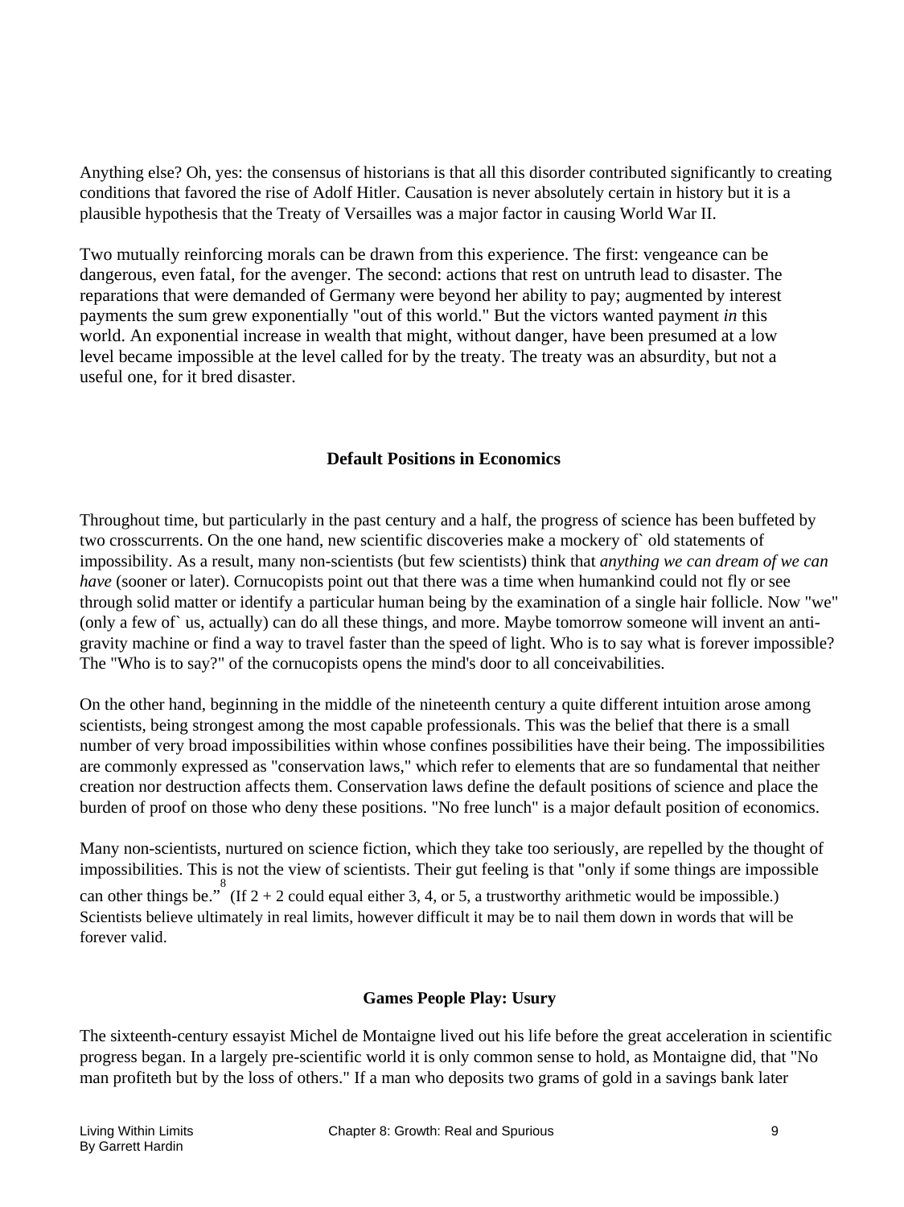Anything else? Oh, yes: the consensus of historians is that all this disorder contributed significantly to creating conditions that favored the rise of Adolf Hitler. Causation is never absolutely certain in history but it is a plausible hypothesis that the Treaty of Versailles was a major factor in causing World War II.

Two mutually reinforcing morals can be drawn from this experience. The first: vengeance can be dangerous, even fatal, for the avenger. The second: actions that rest on untruth lead to disaster. The reparations that were demanded of Germany were beyond her ability to pay; augmented by interest payments the sum grew exponentially "out of this world." But the victors wanted payment *in* this world. An exponential increase in wealth that might, without danger, have been presumed at a low level became impossible at the level called for by the treaty. The treaty was an absurdity, but not a useful one, for it bred disaster.

### Default Positions in Economics

Throughout time, but particularly in the past century and a half, the progress of science has been buffeted by two crosscurrents. On the one hand, new scientific discoveries make a mockery of` old statements of impossibility. As a result, many non-scientists (but few scientists) think that *anything we can dream of we can have* (sooner or later). Cornucopists point out that there was a time when humankind could not fly or see through solid matter or identify a particular human being by the examination of a single hair follicle. Now "we" (only a few of` us, actually) can do all these things, and more. Maybe tomorrow someone will invent an anti-gravity machine or find a way to travel faster than the speed of light. Who is to say what is forever impossible? The "Who is to say?" of the cornucopists opens the mind's door to all conceivabilities.

On the other hand, beginning in the middle of the nineteenth century a quite different intuition arose among scientists, being strongest among the most capable professionals. This was the belief that there is a small number of very broad impossibilities within whose confines possibilities have their being. The impossibilities are commonly expressed as "conservation laws," which refer to elements that are so fundamental that neither creation nor destruction affects them. Conservation laws define the default positions of science and place the burden of proof on those who deny these positions. "No free lunch" is a major default position of economics.

Many non-scientists, nurtured on science fiction, which they take too seriously, are repelled by the thought of impossibilities. This is not the view of scientists. Their gut feeling is that "only if some things are impossible can other things be."[8] (If 2 + 2 could equal either 3, 4, or 5, a trustworthy arithmetic would be impossible.) Scientists believe ultimately in real limits, however difficult it may be to nail them down in words that will be forever valid.

### Games People Play: Usury

The sixteenth-century essayist Michel de Montaigne lived out his life before the great acceleration in scientific progress began. In a largely pre-scientific world it is only common sense to hold, as Montaigne did, that "No man profiteth but by the loss of others." If a man who deposits two grams of gold in a savings bank later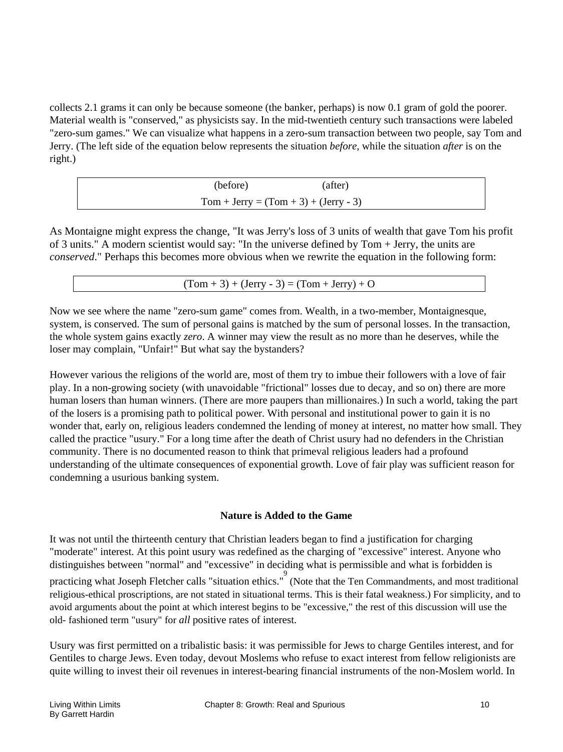collects 2.1 grams it can only be because someone (the banker, perhaps) is now 0.1 gram of gold the poorer. Material wealth is "conserved," as physicists say. In the mid-twentieth century such transactions were labeled "zero-sum games." We can visualize what happens in a zero-sum transaction between two people, say Tom and Jerry. (The left side of the equation below represents the situation *before*, while the situation *after* is on the right.)

| (before) | (after) |
|---|---|
| Tom + Jerry = | (Tom + 3) + (Jerry - 3) |

As Montaigne might express the change, "It was Jerry's loss of 3 units of wealth that gave Tom his profit of 3 units." A modern scientist would say: "In the universe defined by Tom + Jerry, the units are *conserved*." Perhaps this becomes more obvious when we rewrite the equation in the following form:

(Tom + 3) + (Jerry - 3) = (Tom + Jerry) + O

Now we see where the name "zero-sum game" comes from. Wealth, in a two-member, Montaignesque, system, is conserved. The sum of personal gains is matched by the sum of personal losses. In the transaction, the whole system gains exactly *zero*. A winner may view the result as no more than he deserves, while the loser may complain, "Unfair!" But what say the bystanders?

However various the religions of the world are, most of them try to imbue their followers with a love of fair play. In a non-growing society (with unavoidable "frictional" losses due to decay, and so on) there are more human losers than human winners. (There are more paupers than millionaires.) In such a world, taking the part of the losers is a promising path to political power. With personal and institutional power to gain it is no wonder that, early on, religious leaders condemned the lending of money at interest, no matter how small. They called the practice "usury." For a long time after the death of Christ usury had no defenders in the Christian community. There is no documented reason to think that primeval religious leaders had a profound understanding of the ultimate consequences of exponential growth. Love of fair play was sufficient reason for condemning a usurious banking system.

### Nature is Added to the Game

It was not until the thirteenth century that Christian leaders began to find a justification for charging "moderate" interest. At this point usury was redefined as the charging of "excessive" interest. Anyone who distinguishes between "normal" and "excessive" in deciding what is permissible and what is forbidden is practicing what Joseph Fletcher calls "situation ethics."[9] (Note that the Ten Commandments, and most traditional religious-ethical proscriptions, are not stated in situational terms. This is their fatal weakness.) For simplicity, and to avoid arguments about the point at which interest begins to be "excessive," the rest of this discussion will use the old- fashioned term "usury" for *all* positive rates of interest.

Usury was first permitted on a tribalistic basis: it was permissible for Jews to charge Gentiles interest, and for Gentiles to charge Jews. Even today, devout Moslems who refuse to exact interest from fellow religionists are quite willing to invest their oil revenues in interest-bearing financial instruments of the non-Moslem world. In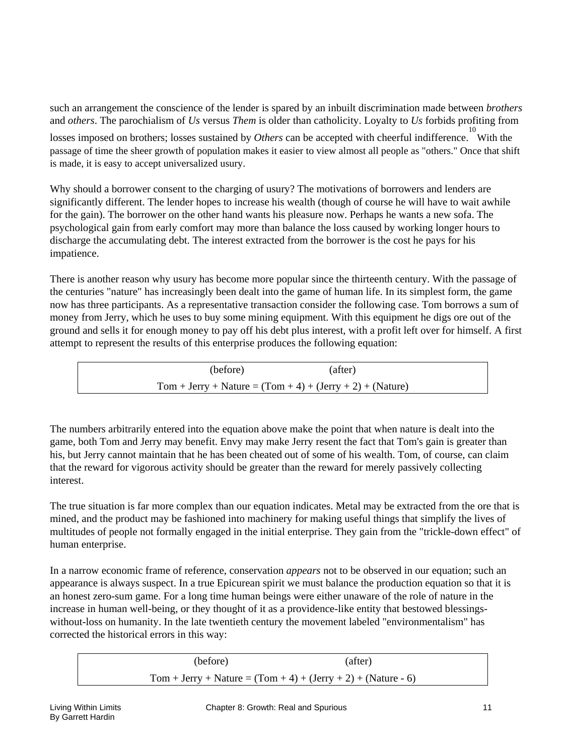such an arrangement the conscience of the lender is spared by an inbuilt discrimination made between *brothers* and *others*. The parochialism of *Us* versus *Them* is older than catholicity. Loyalty to *Us* forbids profiting from losses imposed on brothers; losses sustained by *Others* can be accepted with cheerful indifference.[10] With the passage of time the sheer growth of population makes it easier to view almost all people as "others." Once that shift is made, it is easy to accept universalized usury.

Why should a borrower consent to the charging of usury? The motivations of borrowers and lenders are significantly different. The lender hopes to increase his wealth (though of course he will have to wait awhile for the gain). The borrower on the other hand wants his pleasure now. Perhaps he wants a new sofa. The psychological gain from early comfort may more than balance the loss caused by working longer hours to discharge the accumulating debt. The interest extracted from the borrower is the cost he pays for his impatience.

There is another reason why usury has become more popular since the thirteenth century. With the passage of the centuries "nature" has increasingly been dealt into the game of human life. In its simplest form, the game now has three participants. As a representative transaction consider the following case. Tom borrows a sum of money from Jerry, which he uses to buy some mining equipment. With this equipment he digs ore out of the ground and sells it for enough money to pay off his debt plus interest, with a profit left over for himself. A first attempt to represent the results of this enterprise produces the following equation:

| (before) | (after) |
|---|---|
| Tom + Jerry + Nature = | (Tom + 4) + (Jerry + 2) + (Nature) |

The numbers arbitrarily entered into the equation above make the point that when nature is dealt into the game, both Tom and Jerry may benefit. Envy may make Jerry resent the fact that Tom's gain is greater than his, but Jerry cannot maintain that he has been cheated out of some of his wealth. Tom, of course, can claim that the reward for vigorous activity should be greater than the reward for merely passively collecting interest.

The true situation is far more complex than our equation indicates. Metal may be extracted from the ore that is mined, and the product may be fashioned into machinery for making useful things that simplify the lives of multitudes of people not formally engaged in the initial enterprise. They gain from the "trickle-down effect" of human enterprise.

In a narrow economic frame of reference, conservation *appears* not to be observed in our equation; such an appearance is always suspect. In a true Epicurean spirit we must balance the production equation so that it is an honest zero-sum game. For a long time human beings were either unaware of the role of nature in the increase in human well-being, or they thought of it as a providence-like entity that bestowed blessings-without-loss on humanity. In the late twentieth century the movement labeled "environmentalism" has corrected the historical errors in this way:

| (before) | (after) |
|---|---|
| Tom + Jerry + Nature = | (Tom + 4) + (Jerry + 2) + (Nature - 6) |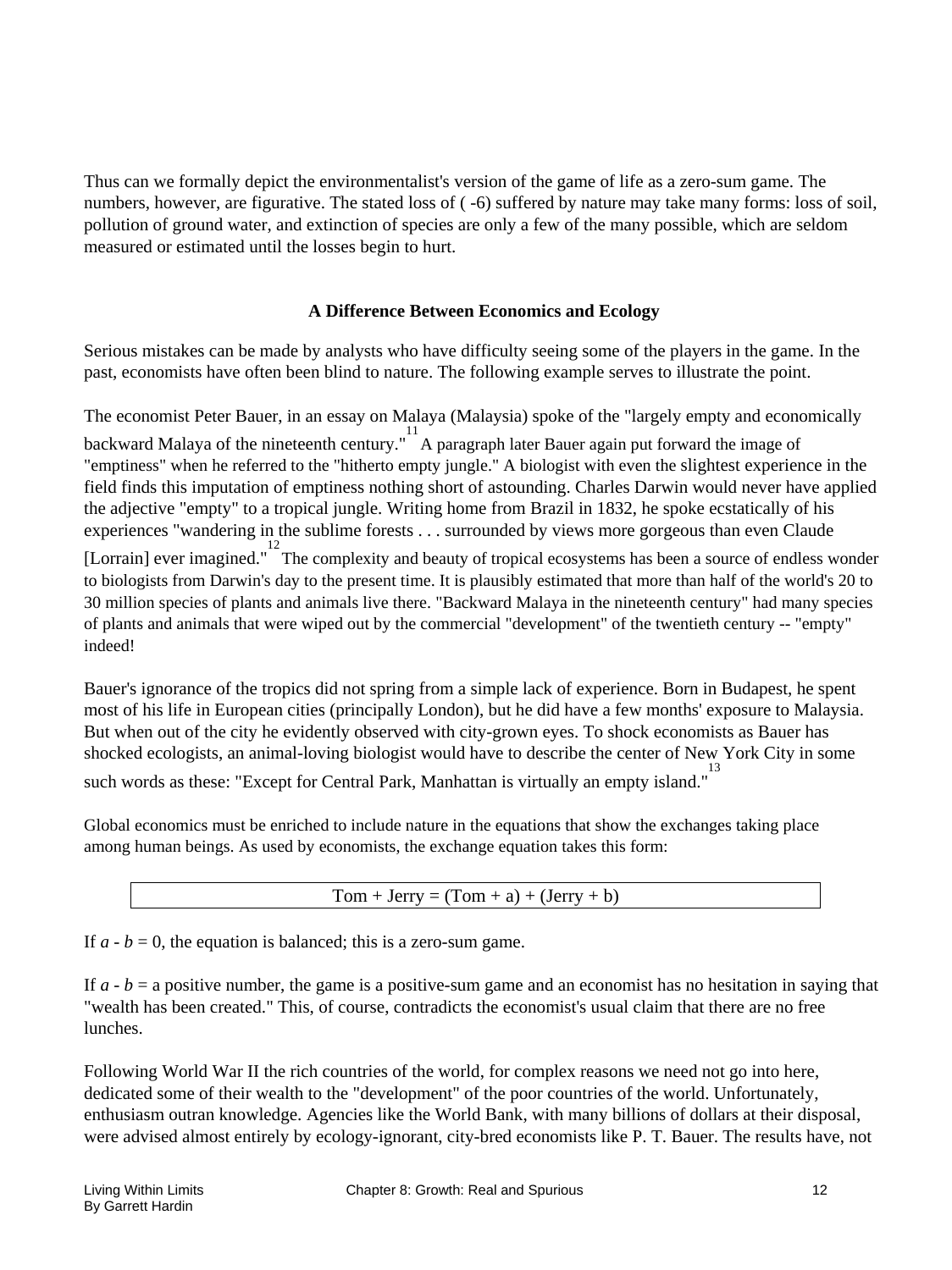Thus can we formally depict the environmentalist's version of the game of life as a zero-sum game. The numbers, however, are figurative. The stated loss of ( -6) suffered by nature may take many forms: loss of soil, pollution of ground water, and extinction of species are only a few of the many possible, which are seldom measured or estimated until the losses begin to hurt.

### A Difference Between Economics and Ecology

Serious mistakes can be made by analysts who have difficulty seeing some of the players in the game. In the past, economists have often been blind to nature. The following example serves to illustrate the point.

The economist Peter Bauer, in an essay on Malaya (Malaysia) spoke of the "largely empty and economically backward Malaya of the nineteenth century."[11] A paragraph later Bauer again put forward the image of "emptiness" when he referred to the "hitherto empty jungle." A biologist with even the slightest experience in the field finds this imputation of emptiness nothing short of astounding. Charles Darwin would never have applied the adjective "empty" to a tropical jungle. Writing home from Brazil in 1832, he spoke ecstatically of his experiences "wandering in the sublime forests . . . surrounded by views more gorgeous than even Claude [Lorrain] ever imagined."[12] The complexity and beauty of tropical ecosystems has been a source of endless wonder to biologists from Darwin's day to the present time. It is plausibly estimated that more than half of the world's 20 to 30 million species of plants and animals live there. "Backward Malaya in the nineteenth century" had many species of plants and animals that were wiped out by the commercial "development" of the twentieth century -- "empty" indeed!

Bauer's ignorance of the tropics did not spring from a simple lack of experience. Born in Budapest, he spent most of his life in European cities (principally London), but he did have a few months' exposure to Malaysia. But when out of the city he evidently observed with city-grown eyes. To shock economists as Bauer has shocked ecologists, an animal-loving biologist would have to describe the center of New York City in some such words as these: "Except for Central Park, Manhattan is virtually an empty island."[13]

Global economics must be enriched to include nature in the equations that show the exchanges taking place among human beings. As used by economists, the exchange equation takes this form:

$$\text{Tom} + \text{Jerry} = (\text{Tom} + a) + (\text{Jerry} + b)$$

If $a - b = 0$, the equation is balanced; this is a zero-sum game.

If $a - b =$ a positive number, the game is a positive-sum game and an economist has no hesitation in saying that "wealth has been created." This, of course, contradicts the economist's usual claim that there are no free lunches.

Following World War II the rich countries of the world, for complex reasons we need not go into here, dedicated some of their wealth to the "development" of the poor countries of the world. Unfortunately, enthusiasm outran knowledge. Agencies like the World Bank, with many billions of dollars at their disposal, were advised almost entirely by ecology-ignorant, city-bred economists like P. T. Bauer. The results have, not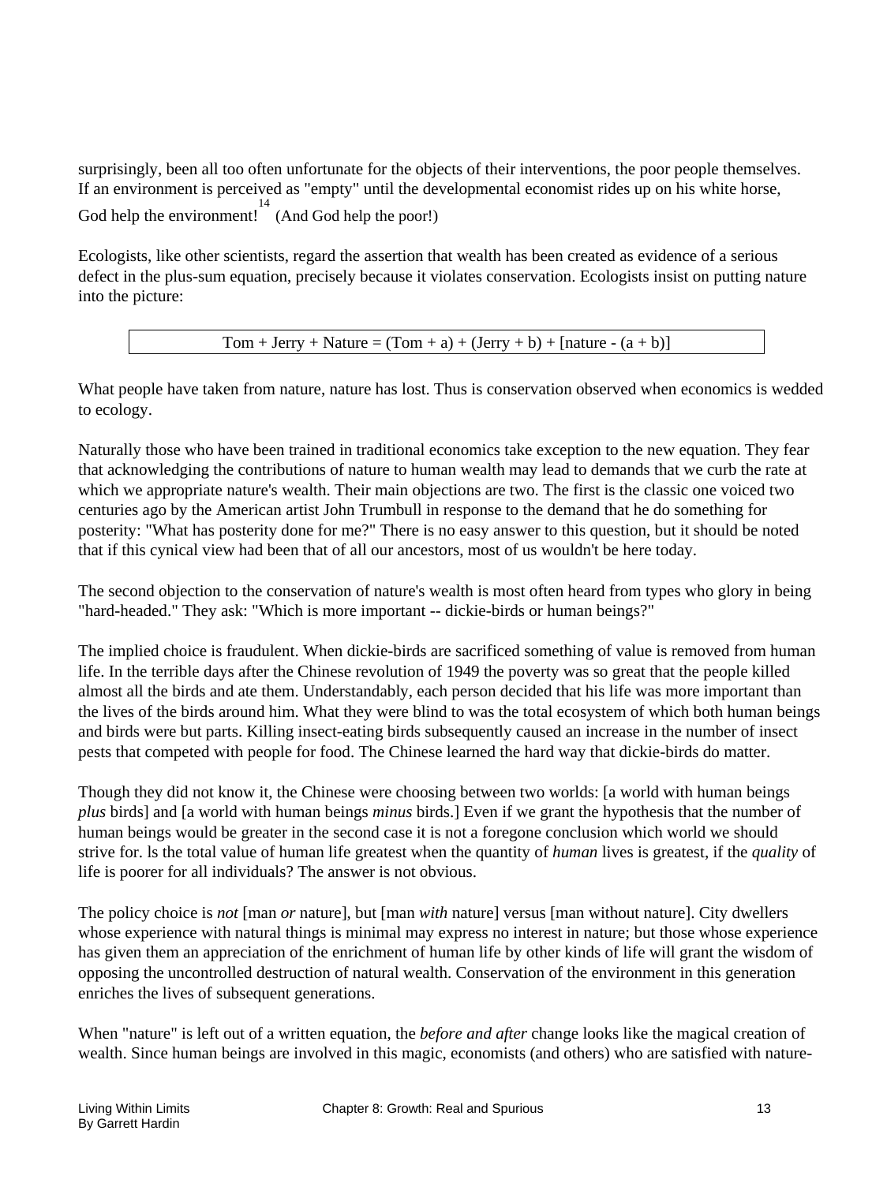surprisingly, been all too often unfortunate for the objects of their interventions, the poor people themselves. If an environment is perceived as "empty" until the developmental economist rides up on his white horse, God help the environment![14] (And God help the poor!)

Ecologists, like other scientists, regard the assertion that wealth has been created as evidence of a serious defect in the plus-sum equation, precisely because it violates conservation. Ecologists insist on putting nature into the picture:

$$\text{Tom} + \text{Jerry} + \text{Nature} = (\text{Tom} + a) + (\text{Jerry} + b) + [\text{nature} - (a + b)]$$

What people have taken from nature, nature has lost. Thus is conservation observed when economics is wedded to ecology.

Naturally those who have been trained in traditional economics take exception to the new equation. They fear that acknowledging the contributions of nature to human wealth may lead to demands that we curb the rate at which we appropriate nature's wealth. Their main objections are two. The first is the classic one voiced two centuries ago by the American artist John Trumbull in response to the demand that he do something for posterity: "What has posterity done for me?" There is no easy answer to this question, but it should be noted that if this cynical view had been that of all our ancestors, most of us wouldn't be here today.

The second objection to the conservation of nature's wealth is most often heard from types who glory in being "hard-headed." They ask: "Which is more important -- dickie-birds or human beings?"

The implied choice is fraudulent. When dickie-birds are sacrificed something of value is removed from human life. In the terrible days after the Chinese revolution of 1949 the poverty was so great that the people killed almost all the birds and ate them. Understandably, each person decided that his life was more important than the lives of the birds around him. What they were blind to was the total ecosystem of which both human beings and birds were but parts. Killing insect-eating birds subsequently caused an increase in the number of insect pests that competed with people for food. The Chinese learned the hard way that dickie-birds do matter.

Though they did not know it, the Chinese were choosing between two worlds: [a world with human beings *plus* birds] and [a world with human beings *minus* birds.] Even if we grant the hypothesis that the number of human beings would be greater in the second case it is not a foregone conclusion which world we should strive for. ls the total value of human life greatest when the quantity of *human* lives is greatest, if the *quality* of life is poorer for all individuals? The answer is not obvious.

The policy choice is *not* [man *or* nature], but [man *with* nature] versus [man without nature]. City dwellers whose experience with natural things is minimal may express no interest in nature; but those whose experience has given them an appreciation of the enrichment of human life by other kinds of life will grant the wisdom of opposing the uncontrolled destruction of natural wealth. Conservation of the environment in this generation enriches the lives of subsequent generations.

When "nature" is left out of a written equation, the *before and after* change looks like the magical creation of wealth. Since human beings are involved in this magic, economists (and others) who are satisfied with nature-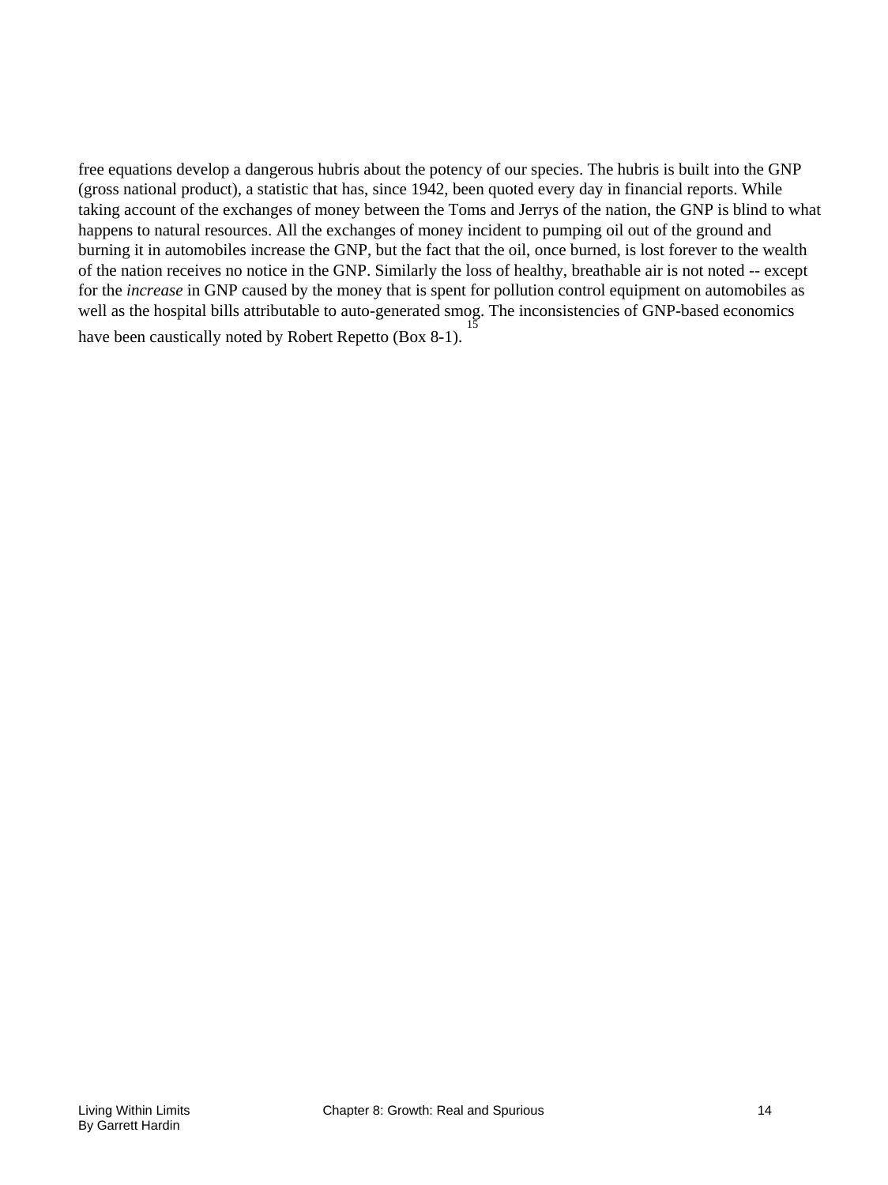free equations develop a dangerous hubris about the potency of our species. The hubris is built into the GNP (gross national product), a statistic that has, since 1942, been quoted every day in financial reports. While taking account of the exchanges of money between the Toms and Jerrys of the nation, the GNP is blind to what happens to natural resources. All the exchanges of money incident to pumping oil out of the ground and burning it in automobiles increase the GNP, but the fact that the oil, once burned, is lost forever to the wealth of the nation receives no notice in the GNP. Similarly the loss of healthy, breathable air is not noted -- except for the *increase* in GNP caused by the money that is spent for pollution control equipment on automobiles as well as the hospital bills attributable to auto-generated smog. The inconsistencies of GNP-based economics have been caustically noted by Robert Repetto (Box 8-1).[15]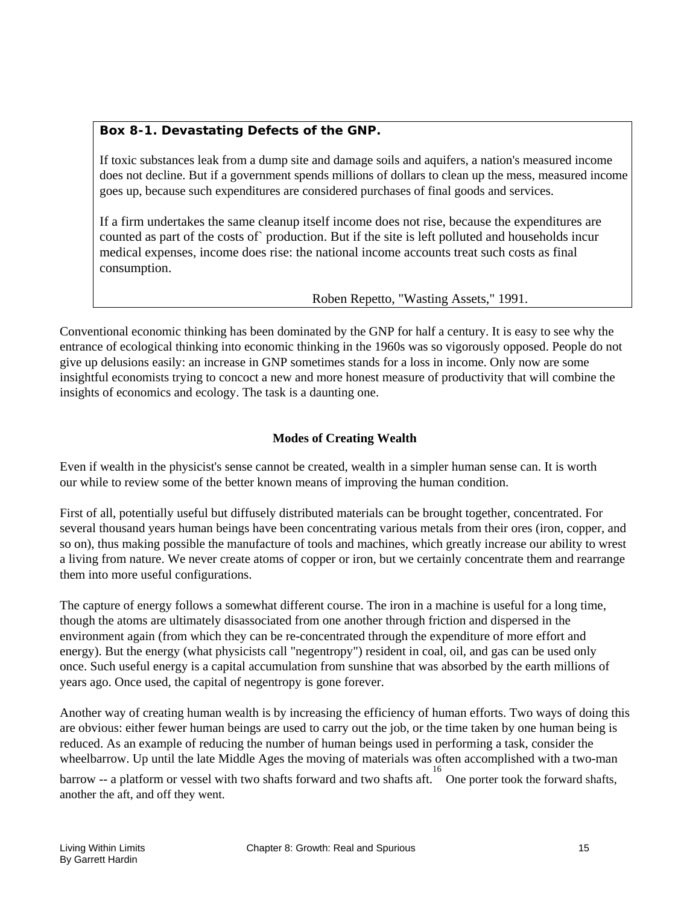**Box 8-1. Devastating Defects of the GNP.**

If toxic substances leak from a dump site and damage soils and aquifers, a nation's measured income does not decline. But if a government spends millions of dollars to clean up the mess, measured income goes up, because such expenditures are considered purchases of final goods and services.

If a firm undertakes the same cleanup itself income does not rise, because the expenditures are counted as part of the costs of` production. But if the site is left polluted and households incur medical expenses, income does rise: the national income accounts treat such costs as final consumption.

Roben Repetto, "Wasting Assets," 1991.

Conventional economic thinking has been dominated by the GNP for half a century. It is easy to see why the entrance of ecological thinking into economic thinking in the 1960s was so vigorously opposed. People do not give up delusions easily: an increase in GNP sometimes stands for a loss in income. Only now are some insightful economists trying to concoct a new and more honest measure of productivity that will combine the insights of economics and ecology. The task is a daunting one.

### Modes of Creating Wealth

Even if wealth in the physicist's sense cannot be created, wealth in a simpler human sense can. It is worth our while to review some of the better known means of improving the human condition.

First of all, potentially useful but diffusely distributed materials can be brought together, concentrated. For several thousand years human beings have been concentrating various metals from their ores (iron, copper, and so on), thus making possible the manufacture of tools and machines, which greatly increase our ability to wrest a living from nature. We never create atoms of copper or iron, but we certainly concentrate them and rearrange them into more useful configurations.

The capture of energy follows a somewhat different course. The iron in a machine is useful for a long time, though the atoms are ultimately disassociated from one another through friction and dispersed in the environment again (from which they can be re-concentrated through the expenditure of more effort and energy). But the energy (what physicists call "negentropy") resident in coal, oil, and gas can be used only once. Such useful energy is a capital accumulation from sunshine that was absorbed by the earth millions of years ago. Once used, the capital of negentropy is gone forever.

Another way of creating human wealth is by increasing the efficiency of human efforts. Two ways of doing this are obvious: either fewer human beings are used to carry out the job, or the time taken by one human being is reduced. As an example of reducing the number of human beings used in performing a task, consider the wheelbarrow. Up until the late Middle Ages the moving of materials was often accomplished with a two-man barrow -- a platform or vessel with two shafts forward and two shafts aft.[16] One porter took the forward shafts, another the aft, and off they went.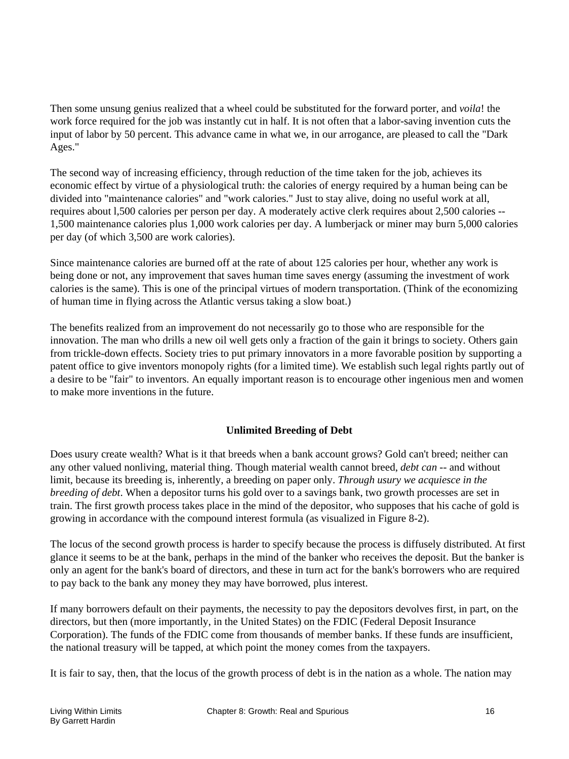Then some unsung genius realized that a wheel could be substituted for the forward porter, and *voila*! the work force required for the job was instantly cut in half. It is not often that a labor-saving invention cuts the input of labor by 50 percent. This advance came in what we, in our arrogance, are pleased to call the "Dark Ages."

The second way of increasing efficiency, through reduction of the time taken for the job, achieves its economic effect by virtue of a physiological truth: the calories of energy required by a human being can be divided into "maintenance calories" and "work calories." Just to stay alive, doing no useful work at all, requires about l,500 calories per person per day. A moderately active clerk requires about 2,500 calories -- 1,500 maintenance calories plus 1,000 work calories per day. A lumberjack or miner may burn 5,000 calories per day (of which 3,500 are work calories).

Since maintenance calories are burned off at the rate of about 125 calories per hour, whether any work is being done or not, any improvement that saves human time saves energy (assuming the investment of work calories is the same). This is one of the principal virtues of modern transportation. (Think of the economizing of human time in flying across the Atlantic versus taking a slow boat.)

The benefits realized from an improvement do not necessarily go to those who are responsible for the innovation. The man who drills a new oil well gets only a fraction of the gain it brings to society. Others gain from trickle-down effects. Society tries to put primary innovators in a more favorable position by supporting a patent office to give inventors monopoly rights (for a limited time). We establish such legal rights partly out of a desire to be "fair" to inventors. An equally important reason is to encourage other ingenious men and women to make more inventions in the future.

## Unlimited Breeding of Debt

Does usury create wealth? What is it that breeds when a bank account grows? Gold can't breed; neither can any other valued nonliving, material thing. Though material wealth cannot breed, *debt can* -- and without limit, because its breeding is, inherently, a breeding on paper only. *Through usury we acquiesce in the breeding of debt*. When a depositor turns his gold over to a savings bank, two growth processes are set in train. The first growth process takes place in the mind of the depositor, who supposes that his cache of gold is growing in accordance with the compound interest formula (as visualized in Figure 8-2).

The locus of the second growth process is harder to specify because the process is diffusely distributed. At first glance it seems to be at the bank, perhaps in the mind of the banker who receives the deposit. But the banker is only an agent for the bank's board of directors, and these in turn act for the bank's borrowers who are required to pay back to the bank any money they may have borrowed, plus interest.

If many borrowers default on their payments, the necessity to pay the depositors devolves first, in part, on the directors, but then (more importantly, in the United States) on the FDIC (Federal Deposit Insurance Corporation). The funds of the FDIC come from thousands of member banks. If these funds are insufficient, the national treasury will be tapped, at which point the money comes from the taxpayers.

It is fair to say, then, that the locus of the growth process of debt is in the nation as a whole. The nation may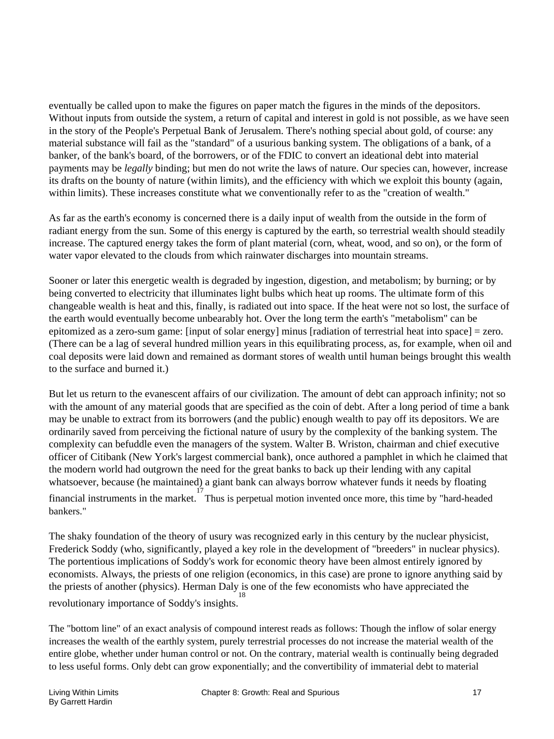eventually be called upon to make the figures on paper match the figures in the minds of the depositors. Without inputs from outside the system, a return of capital and interest in gold is not possible, as we have seen in the story of the People's Perpetual Bank of Jerusalem. There's nothing special about gold, of course: any material substance will fail as the "standard" of a usurious banking system. The obligations of a bank, of a banker, of the bank's board, of the borrowers, or of the FDIC to convert an ideational debt into material payments may be *legally* binding; but men do not write the laws of nature. Our species can, however, increase its drafts on the bounty of nature (within limits), and the efficiency with which we exploit this bounty (again, within limits). These increases constitute what we conventionally refer to as the "creation of wealth."

As far as the earth's economy is concerned there is a daily input of wealth from the outside in the form of radiant energy from the sun. Some of this energy is captured by the earth, so terrestrial wealth should steadily increase. The captured energy takes the form of plant material (corn, wheat, wood, and so on), or the form of water vapor elevated to the clouds from which rainwater discharges into mountain streams.

Sooner or later this energetic wealth is degraded by ingestion, digestion, and metabolism; by burning; or by being converted to electricity that illuminates light bulbs which heat up rooms. The ultimate form of this changeable wealth is heat and this, finally, is radiated out into space. If the heat were not so lost, the surface of the earth would eventually become unbearably hot. Over the long term the earth's "metabolism" can be epitomized as a zero-sum game: [input of solar energy] minus [radiation of terrestrial heat into space] = zero. (There can be a lag of several hundred million years in this equilibrating process, as, for example, when oil and coal deposits were laid down and remained as dormant stores of wealth until human beings brought this wealth to the surface and burned it.)

But let us return to the evanescent affairs of our civilization. The amount of debt can approach infinity; not so with the amount of any material goods that are specified as the coin of debt. After a long period of time a bank may be unable to extract from its borrowers (and the public) enough wealth to pay off its depositors. We are ordinarily saved from perceiving the fictional nature of usury by the complexity of the banking system. The complexity can befuddle even the managers of the system. Walter B. Wriston, chairman and chief executive officer of Citibank (New York's largest commercial bank), once authored a pamphlet in which he claimed that the modern world had outgrown the need for the great banks to back up their lending with any capital whatsoever, because (he maintained) a giant bank can always borrow whatever funds it needs by floating financial instruments in the market.[17] Thus is perpetual motion invented once more, this time by "hard-headed bankers."

The shaky foundation of the theory of usury was recognized early in this century by the nuclear physicist, Frederick Soddy (who, significantly, played a key role in the development of "breeders" in nuclear physics). The portentious implications of Soddy's work for economic theory have been almost entirely ignored by economists. Always, the priests of one religion (economics, in this case) are prone to ignore anything said by the priests of another (physics). Herman Daly is one of the few economists who have appreciated the revolutionary importance of Soddy's insights.[18]

The "bottom line" of an exact analysis of compound interest reads as follows: Though the inflow of solar energy increases the wealth of the earthly system, purely terrestrial processes do not increase the material wealth of the entire globe, whether under human control or not. On the contrary, material wealth is continually being degraded to less useful forms. Only debt can grow exponentially; and the convertibility of immaterial debt to material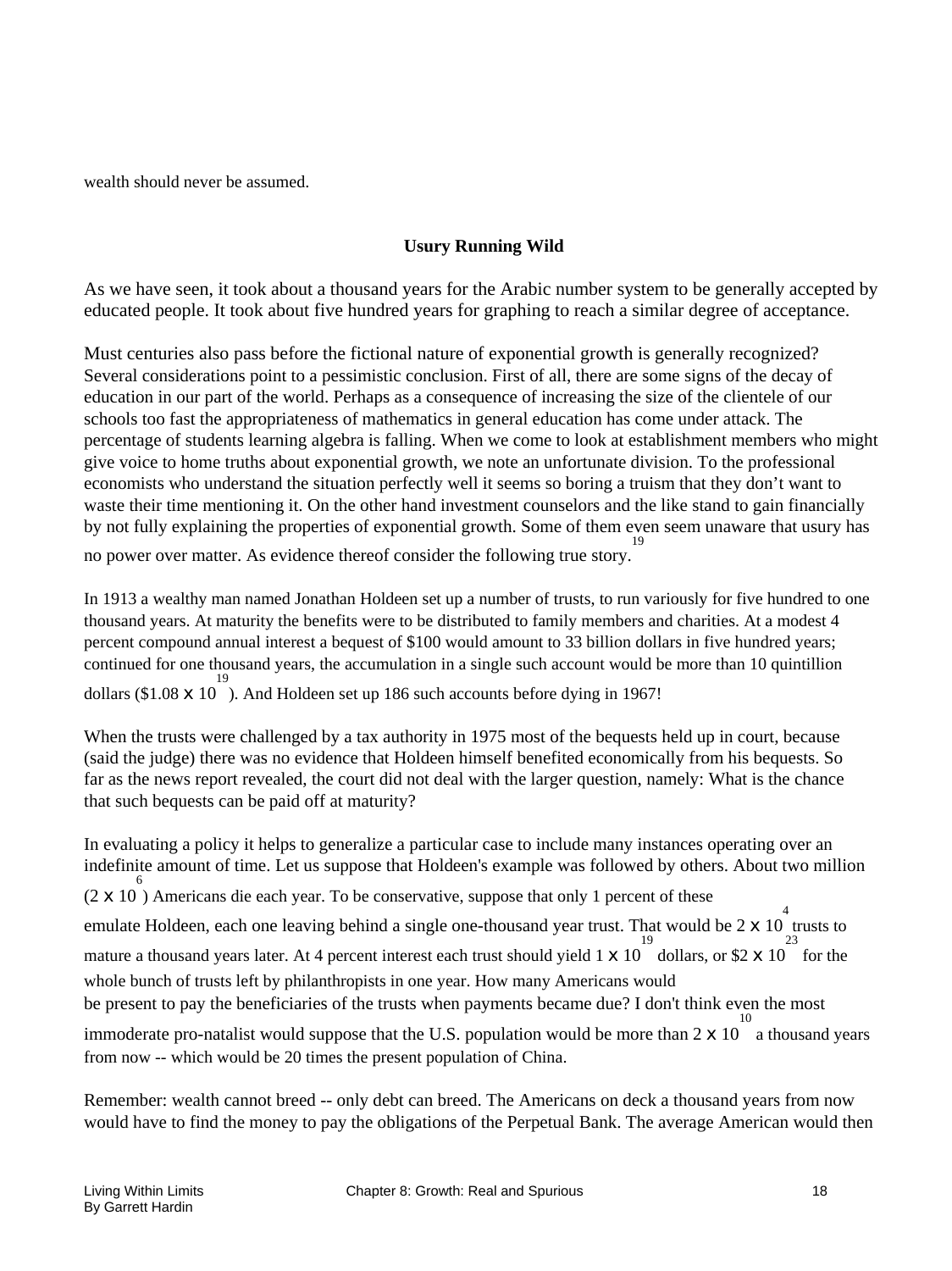wealth should never be assumed.

### Usury Running Wild

As we have seen, it took about a thousand years for the Arabic number system to be generally accepted by educated people. It took about five hundred years for graphing to reach a similar degree of acceptance.

Must centuries also pass before the fictional nature of exponential growth is generally recognized? Several considerations point to a pessimistic conclusion. First of all, there are some signs of the decay of education in our part of the world. Perhaps as a consequence of increasing the size of the clientele of our schools too fast the appropriateness of mathematics in general education has come under attack. The percentage of students learning algebra is falling. When we come to look at establishment members who might give voice to home truths about exponential growth, we note an unfortunate division. To the professional economists who understand the situation perfectly well it seems so boring a truism that they don't want to waste their time mentioning it. On the other hand investment counselors and the like stand to gain financially by not fully explaining the properties of exponential growth. Some of them even seem unaware that usury has no power over matter. As evidence thereof consider the following true story.[19]

In 1913 a wealthy man named Jonathan Holdeen set up a number of trusts, to run variously for five hundred to one thousand years. At maturity the benefits were to be distributed to family members and charities. At a modest 4 percent compound annual interest a bequest of $100 would amount to 33 billion dollars in five hundred years; continued for one thousand years, the accumulation in a single such account would be more than 10 quintillion dollars ($\$1.08 \times 10^{19}$). And Holdeen set up 186 such accounts before dying in 1967!

When the trusts were challenged by a tax authority in 1975 most of the bequests held up in court, because (said the judge) there was no evidence that Holdeen himself benefited economically from his bequests. So far as the news report revealed, the court did not deal with the larger question, namely: What is the chance that such bequests can be paid off at maturity?

In evaluating a policy it helps to generalize a particular case to include many instances operating over an indefinite amount of time. Let us suppose that Holdeen's example was followed by others. About two million ($2 \times 10^{6}$) Americans die each year. To be conservative, suppose that only 1 percent of these emulate Holdeen, each one leaving behind a single one-thousand year trust. That would be $2 \times 10^{4}$ trusts to mature a thousand years later. At 4 percent interest each trust should yield $1 \times 10^{19}$ dollars, or $\$2 \times 10^{23}$ for the whole bunch of trusts left by philanthropists in one year. How many Americans would be present to pay the beneficiaries of the trusts when payments became due? I don't think even the most immoderate pro-natalist would suppose that the U.S. population would be more than $2 \times 10^{10}$ a thousand years from now -- which would be 20 times the present population of China.

Remember: wealth cannot breed -- only debt can breed. The Americans on deck a thousand years from now would have to find the money to pay the obligations of the Perpetual Bank. The average American would then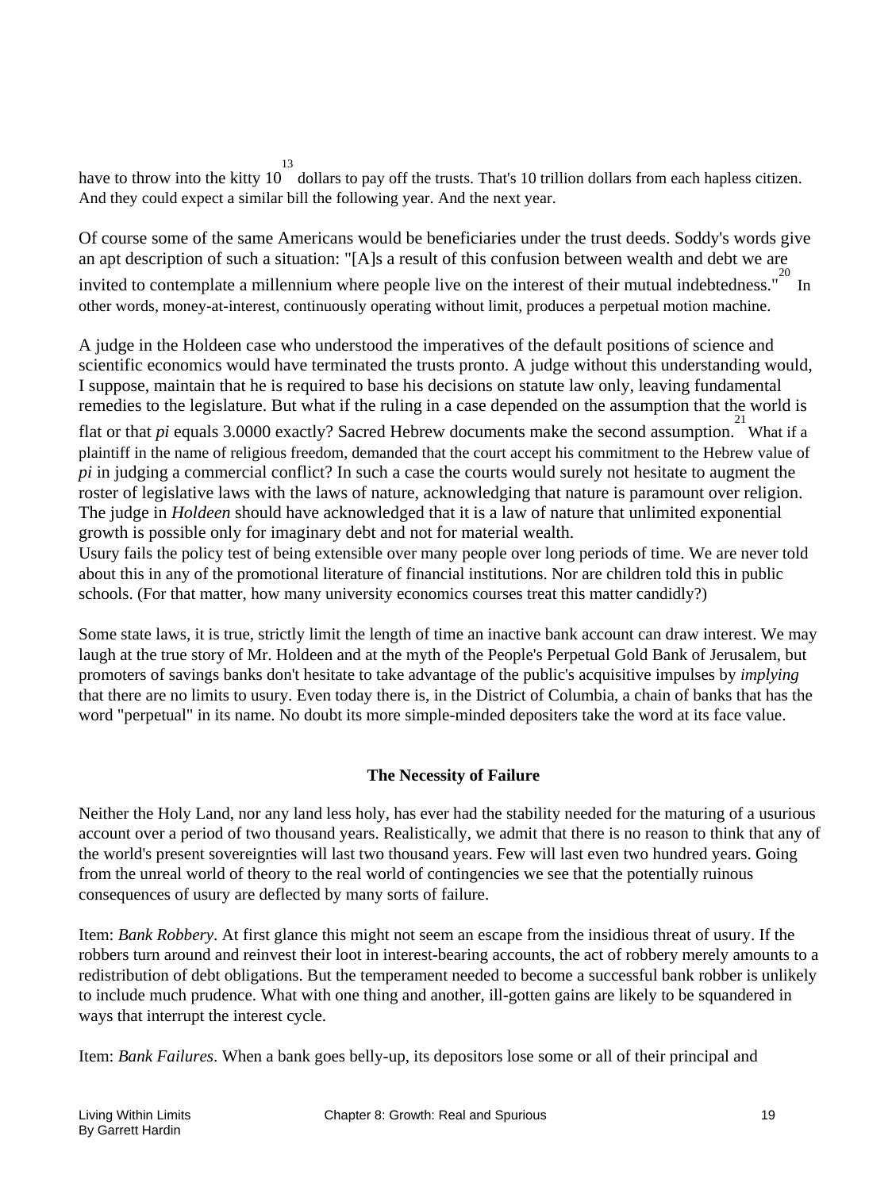have to throw into the kitty $10^{13}$ dollars to pay off the trusts. That's 10 trillion dollars from each hapless citizen. And they could expect a similar bill the following year. And the next year.

Of course some of the same Americans would be beneficiaries under the trust deeds. Soddy's words give an apt description of such a situation: "[A]s a result of this confusion between wealth and debt we are invited to contemplate a millennium where people live on the interest of their mutual indebtedness."[20] In other words, money-at-interest, continuously operating without limit, produces a perpetual motion machine.

A judge in the Holdeen case who understood the imperatives of the default positions of science and scientific economics would have terminated the trusts pronto. A judge without this understanding would, I suppose, maintain that he is required to base his decisions on statute law only, leaving fundamental remedies to the legislature. But what if the ruling in a case depended on the assumption that the world is flat or that *pi* equals 3.0000 exactly? Sacred Hebrew documents make the second assumption.[21] What if a plaintiff in the name of religious freedom, demanded that the court accept his commitment to the Hebrew value of *pi* in judging a commercial conflict? In such a case the courts would surely not hesitate to augment the roster of legislative laws with the laws of nature, acknowledging that nature is paramount over religion. The judge in *Holdeen* should have acknowledged that it is a law of nature that unlimited exponential growth is possible only for imaginary debt and not for material wealth.

Usury fails the policy test of being extensible over many people over long periods of time. We are never told about this in any of the promotional literature of financial institutions. Nor are children told this in public schools. (For that matter, how many university economics courses treat this matter candidly?)

Some state laws, it is true, strictly limit the length of time an inactive bank account can draw interest. We may laugh at the true story of Mr. Holdeen and at the myth of the People's Perpetual Gold Bank of Jerusalem, but promoters of savings banks don't hesitate to take advantage of the public's acquisitive impulses by *implying* that there are no limits to usury. Even today there is, in the District of Columbia, a chain of banks that has the word "perpetual" in its name. No doubt its more simple-minded depositers take the word at its face value.

### The Necessity of Failure

Neither the Holy Land, nor any land less holy, has ever had the stability needed for the maturing of a usurious account over a period of two thousand years. Realistically, we admit that there is no reason to think that any of the world's present sovereignties will last two thousand years. Few will last even two hundred years. Going from the unreal world of theory to the real world of contingencies we see that the potentially ruinous consequences of usury are deflected by many sorts of failure.

Item: *Bank Robbery*. At first glance this might not seem an escape from the insidious threat of usury. If the robbers turn around and reinvest their loot in interest-bearing accounts, the act of robbery merely amounts to a redistribution of debt obligations. But the temperament needed to become a successful bank robber is unlikely to include much prudence. What with one thing and another, ill-gotten gains are likely to be squandered in ways that interrupt the interest cycle.

Item: *Bank Failures*. When a bank goes belly-up, its depositors lose some or all of their principal and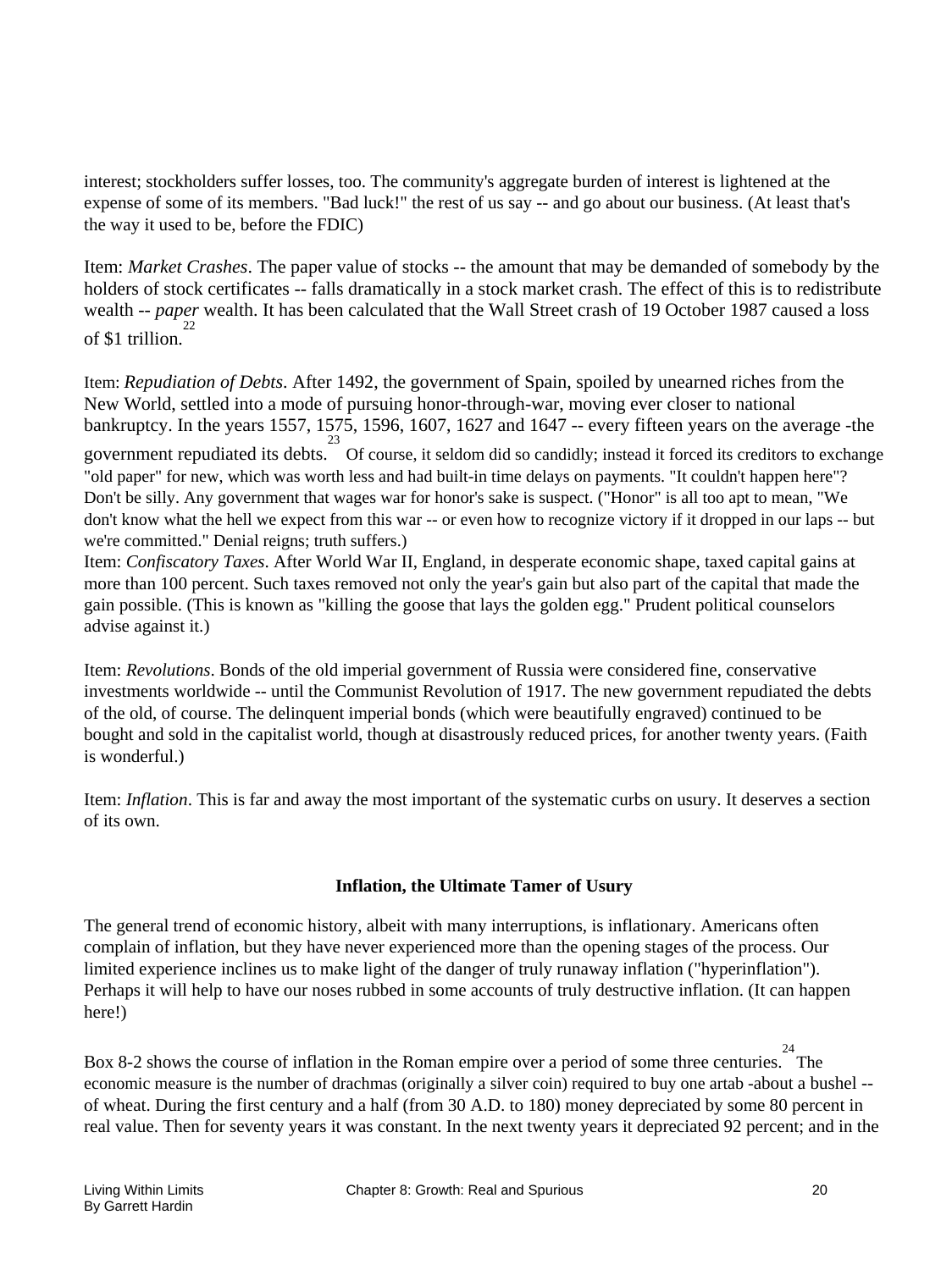interest; stockholders suffer losses, too. The community's aggregate burden of interest is lightened at the expense of some of its members. "Bad luck!" the rest of us say -- and go about our business. (At least that's the way it used to be, before the FDIC)

Item: *Market Crashes*. The paper value of stocks -- the amount that may be demanded of somebody by the holders of stock certificates -- falls dramatically in a stock market crash. The effect of this is to redistribute wealth -- *paper* wealth. It has been calculated that the Wall Street crash of 19 October 1987 caused a loss of $1 trillion.[22]

Item: *Repudiation of Debts*. After 1492, the government of Spain, spoiled by unearned riches from the New World, settled into a mode of pursuing honor-through-war, moving ever closer to national bankruptcy. In the years 1557, 1575, 1596, 1607, 1627 and 1647 -- every fifteen years on the average -the government repudiated its debts.[23] Of course, it seldom did so candidly; instead it forced its creditors to exchange "old paper" for new, which was worth less and had built-in time delays on payments. "It couldn't happen here"? Don't be silly. Any government that wages war for honor's sake is suspect. ("Honor" is all too apt to mean, "We don't know what the hell we expect from this war -- or even how to recognize victory if it dropped in our laps -- but we're committed." Denial reigns; truth suffers.)

Item: *Confiscatory Taxes*. After World War II, England, in desperate economic shape, taxed capital gains at more than 100 percent. Such taxes removed not only the year's gain but also part of the capital that made the gain possible. (This is known as "killing the goose that lays the golden egg." Prudent political counselors advise against it.)

Item: *Revolutions*. Bonds of the old imperial government of Russia were considered fine, conservative investments worldwide -- until the Communist Revolution of 1917. The new government repudiated the debts of the old, of course. The delinquent imperial bonds (which were beautifully engraved) continued to be bought and sold in the capitalist world, though at disastrously reduced prices, for another twenty years. (Faith is wonderful.)

Item: *Inflation*. This is far and away the most important of the systematic curbs on usury. It deserves a section of its own.

### Inflation, the Ultimate Tamer of Usury

The general trend of economic history, albeit with many interruptions, is inflationary. Americans often complain of inflation, but they have never experienced more than the opening stages of the process. Our limited experience inclines us to make light of the danger of truly runaway inflation ("hyperinflation"). Perhaps it will help to have our noses rubbed in some accounts of truly destructive inflation. (It can happen here!)

Box 8-2 shows the course of inflation in the Roman empire over a period of some three centuries.[24] The economic measure is the number of drachmas (originally a silver coin) required to buy one artab -about a bushel -- of wheat. During the first century and a half (from 30 A.D. to 180) money depreciated by some 80 percent in real value. Then for seventy years it was constant. In the next twenty years it depreciated 92 percent; and in the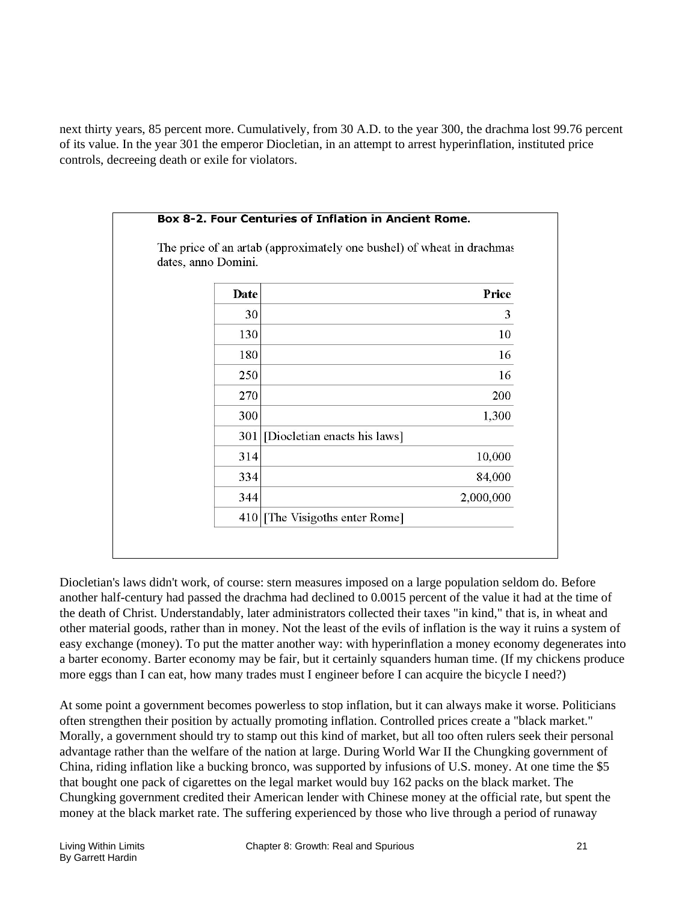next thirty years, 85 percent more. Cumulatively, from 30 A.D. to the year 300, the drachma lost 99.76 percent of its value. In the year 301 the emperor Diocletian, in an attempt to arrest hyperinflation, instituted price controls, decreeing death or exile for violators.

**Box 8-2. Four Centuries of Inflation in Ancient Rome.**

The price of an artab (approximately one bushel) of wheat in drachmas dates, anno Domini.

| Date | Price |
|---|---|
| 30 | 3 |
| 130 | 10 |
| 180 | 16 |
| 250 | 16 |
| 270 | 200 |
| 300 | 1,300 |
| 301 | [Diocletian enacts his laws] |
| 314 | 10,000 |
| 334 | 84,000 |
| 344 | 2,000,000 |
| 410 | [The Visigoths enter Rome] |

Diocletian's laws didn't work, of course: stern measures imposed on a large population seldom do. Before another half-century had passed the drachma had declined to 0.0015 percent of the value it had at the time of the death of Christ. Understandably, later administrators collected their taxes "in kind," that is, in wheat and other material goods, rather than in money. Not the least of the evils of inflation is the way it ruins a system of easy exchange (money). To put the matter another way: with hyperinflation a money economy degenerates into a barter economy. Barter economy may be fair, but it certainly squanders human time. (If my chickens produce more eggs than I can eat, how many trades must I engineer before I can acquire the bicycle I need?)

At some point a government becomes powerless to stop inflation, but it can always make it worse. Politicians often strengthen their position by actually promoting inflation. Controlled prices create a "black market." Morally, a government should try to stamp out this kind of market, but all too often rulers seek their personal advantage rather than the welfare of the nation at large. During World War II the Chungking government of China, riding inflation like a bucking bronco, was supported by infusions of U.S. money. At one time the $5 that bought one pack of cigarettes on the legal market would buy 162 packs on the black market. The Chungking government credited their American lender with Chinese money at the official rate, but spent the money at the black market rate. The suffering experienced by those who live through a period of runaway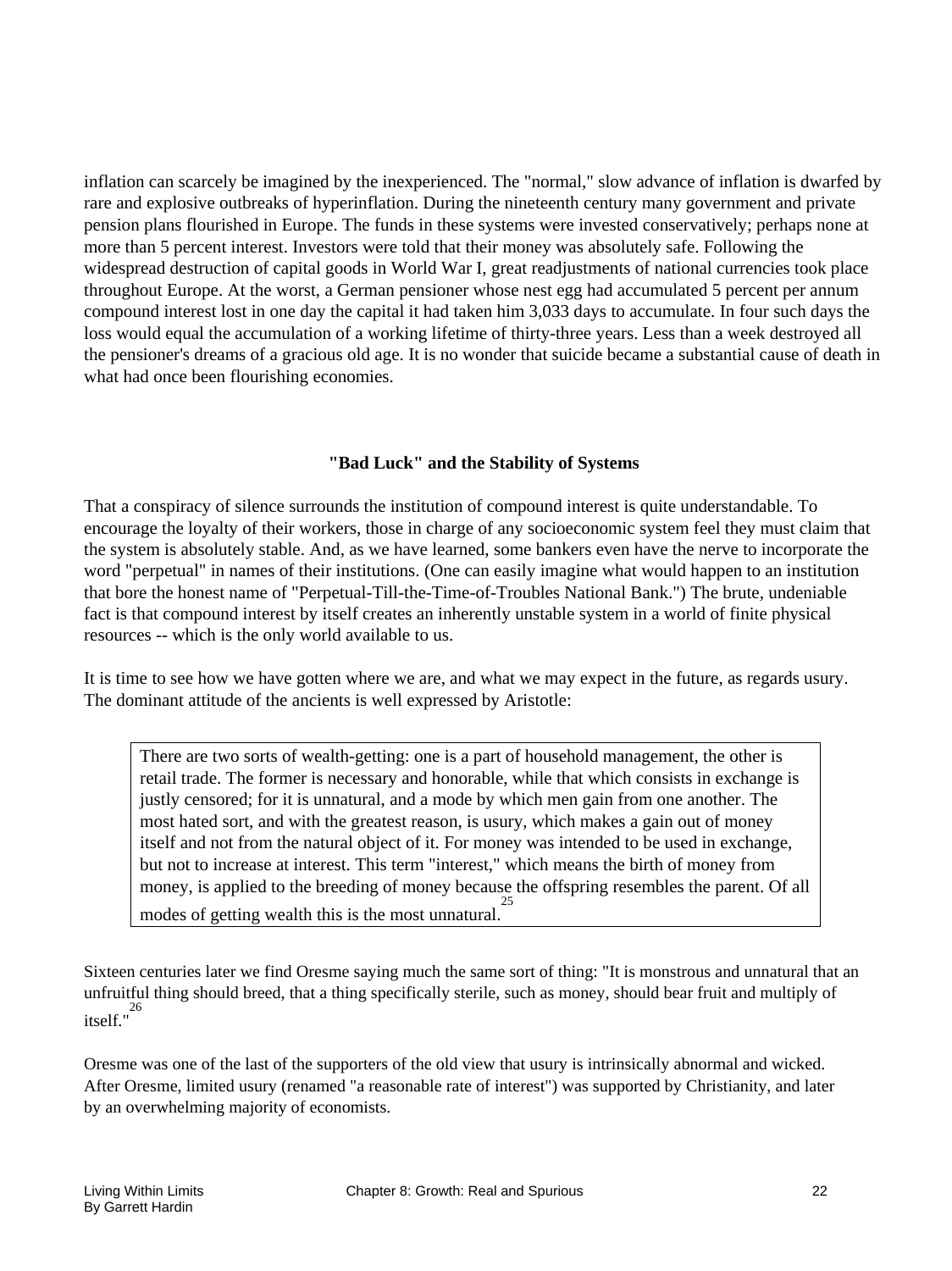inflation can scarcely be imagined by the inexperienced. The "normal," slow advance of inflation is dwarfed by rare and explosive outbreaks of hyperinflation. During the nineteenth century many government and private pension plans flourished in Europe. The funds in these systems were invested conservatively; perhaps none at more than 5 percent interest. Investors were told that their money was absolutely safe. Following the widespread destruction of capital goods in World War I, great readjustments of national currencies took place throughout Europe. At the worst, a German pensioner whose nest egg had accumulated 5 percent per annum compound interest lost in one day the capital it had taken him 3,033 days to accumulate. In four such days the loss would equal the accumulation of a working lifetime of thirty-three years. Less than a week destroyed all the pensioner's dreams of a gracious old age. It is no wonder that suicide became a substantial cause of death in what had once been flourishing economies.

### "Bad Luck" and the Stability of Systems

That a conspiracy of silence surrounds the institution of compound interest is quite understandable. To encourage the loyalty of their workers, those in charge of any socioeconomic system feel they must claim that the system is absolutely stable. And, as we have learned, some bankers even have the nerve to incorporate the word "perpetual" in names of their institutions. (One can easily imagine what would happen to an institution that bore the honest name of "Perpetual-Till-the-Time-of-Troubles National Bank.") The brute, undeniable fact is that compound interest by itself creates an inherently unstable system in a world of finite physical resources -- which is the only world available to us.

It is time to see how we have gotten where we are, and what we may expect in the future, as regards usury. The dominant attitude of the ancients is well expressed by Aristotle:

> There are two sorts of wealth-getting: one is a part of household management, the other is retail trade. The former is necessary and honorable, while that which consists in exchange is justly censored; for it is unnatural, and a mode by which men gain from one another. The most hated sort, and with the greatest reason, is usury, which makes a gain out of money itself and not from the natural object of it. For money was intended to be used in exchange, but not to increase at interest. This term "interest," which means the birth of money from money, is applied to the breeding of money because the offspring resembles the parent. Of all modes of getting wealth this is the most unnatural.[25]

Sixteen centuries later we find Oresme saying much the same sort of thing: "It is monstrous and unnatural that an unfruitful thing should breed, that a thing specifically sterile, such as money, should bear fruit and multiply of itself."[26]

Oresme was one of the last of the supporters of the old view that usury is intrinsically abnormal and wicked. After Oresme, limited usury (renamed "a reasonable rate of interest") was supported by Christianity, and later by an overwhelming majority of economists.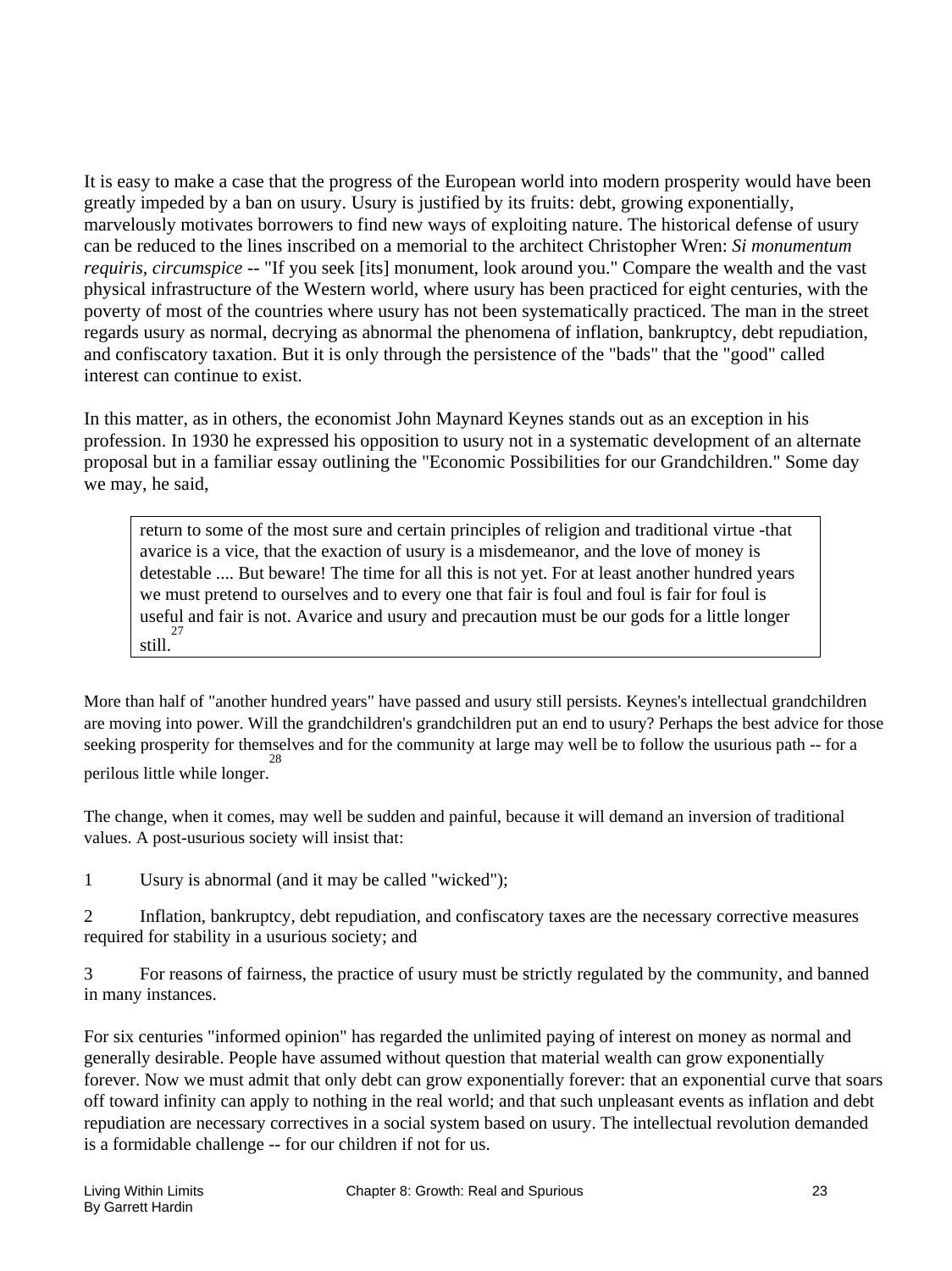It is easy to make a case that the progress of the European world into modern prosperity would have been greatly impeded by a ban on usury. Usury is justified by its fruits: debt, growing exponentially, marvelously motivates borrowers to find new ways of exploiting nature. The historical defense of usury can be reduced to the lines inscribed on a memorial to the architect Christopher Wren: *Si monumentum requiris, circumspice* -- "If you seek [its] monument, look around you." Compare the wealth and the vast physical infrastructure of the Western world, where usury has been practiced for eight centuries, with the poverty of most of the countries where usury has not been systematically practiced. The man in the street regards usury as normal, decrying as abnormal the phenomena of inflation, bankruptcy, debt repudiation, and confiscatory taxation. But it is only through the persistence of the "bads" that the "good" called interest can continue to exist.

In this matter, as in others, the economist John Maynard Keynes stands out as an exception in his profession. In 1930 he expressed his opposition to usury not in a systematic development of an alternate proposal but in a familiar essay outlining the "Economic Possibilities for our Grandchildren." Some day we may, he said,

> return to some of the most sure and certain principles of religion and traditional virtue -that avarice is a vice, that the exaction of usury is a misdemeanor, and the love of money is detestable .... But beware! The time for all this is not yet. For at least another hundred years we must pretend to ourselves and to every one that fair is foul and foul is fair for foul is useful and fair is not. Avarice and usury and precaution must be our gods for a little longer still.[27]

More than half of "another hundred years" have passed and usury still persists. Keynes's intellectual grandchildren are moving into power. Will the grandchildren's grandchildren put an end to usury? Perhaps the best advice for those seeking prosperity for themselves and for the community at large may well be to follow the usurious path -- for a perilous little while longer.[28]

The change, when it comes, may well be sudden and painful, because it will demand an inversion of traditional values. A post-usurious society will insist that:

1 Usury is abnormal (and it may be called "wicked");

2 Inflation, bankruptcy, debt repudiation, and confiscatory taxes are the necessary corrective measures required for stability in a usurious society; and

3 For reasons of fairness, the practice of usury must be strictly regulated by the community, and banned in many instances.

For six centuries "informed opinion" has regarded the unlimited paying of interest on money as normal and generally desirable. People have assumed without question that material wealth can grow exponentially forever. Now we must admit that only debt can grow exponentially forever: that an exponential curve that soars off toward infinity can apply to nothing in the real world; and that such unpleasant events as inflation and debt repudiation are necessary correctives in a social system based on usury. The intellectual revolution demanded is a formidable challenge -- for our children if not for us.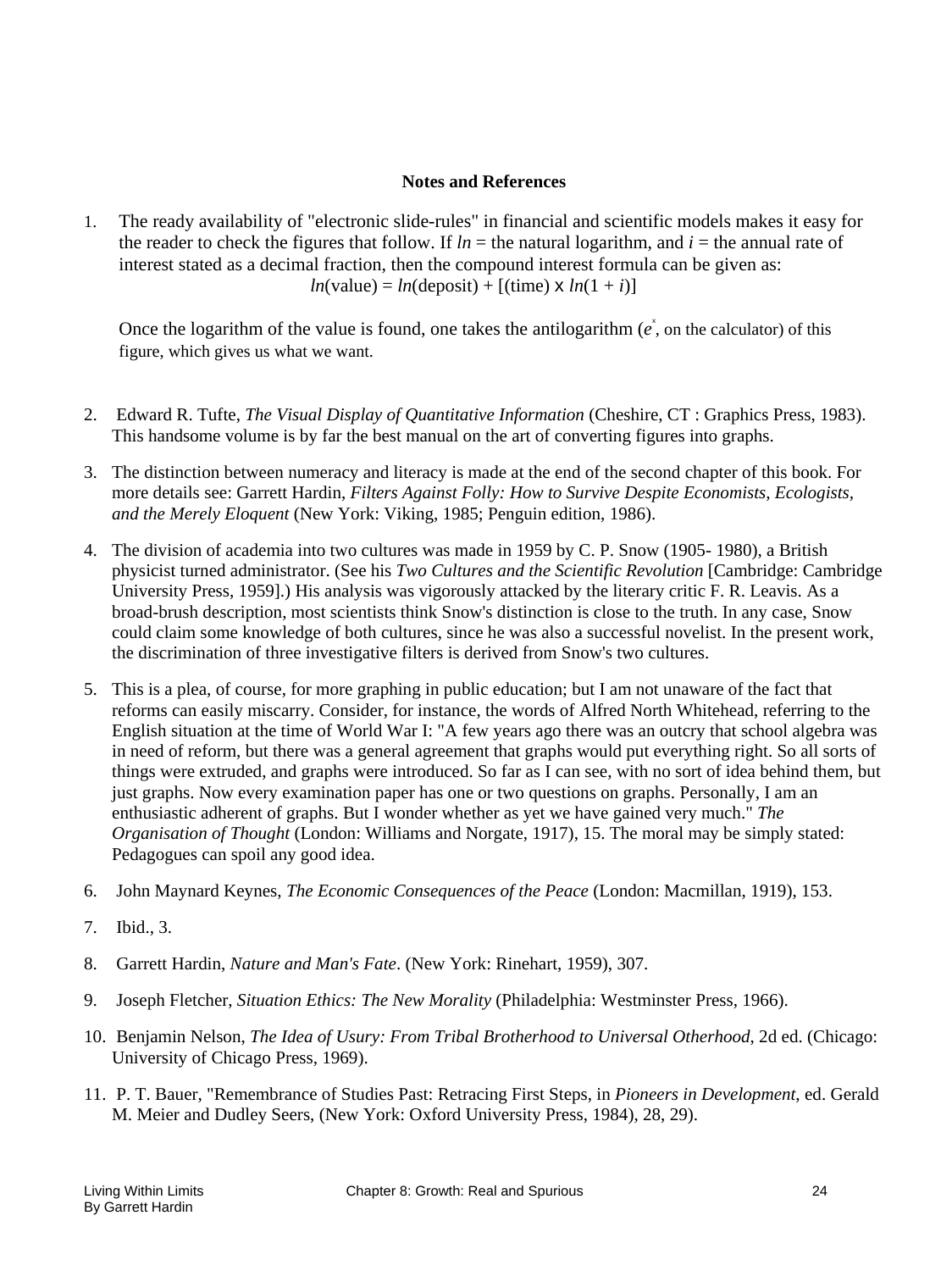## Notes and References

1. The ready availability of "electronic slide-rules" in financial and scientific models makes it easy for the reader to check the figures that follow. If *ln* = the natural logarithm, and *i* = the annual rate of interest stated as a decimal fraction, then the compound interest formula can be given as:

   $$ln(\text{value}) = ln(\text{deposit}) + [(\text{time}) \times ln(1 + i)]$$

   Once the logarithm of the value is found, one takes the antilogarithm ($e^x$, on the calculator) of this figure, which gives us what we want.

2. Edward R. Tufte, *The Visual Display of Quantitative Information* (Cheshire, CT : Graphics Press, 1983). This handsome volume is by far the best manual on the art of converting figures into graphs.

3. The distinction between numeracy and literacy is made at the end of the second chapter of this book. For more details see: Garrett Hardin, *Filters Against Folly: How to Survive Despite Economists, Ecologists, and the Merely Eloquent* (New York: Viking, 1985; Penguin edition, 1986).

4. The division of academia into two cultures was made in 1959 by C. P. Snow (1905- 1980), a British physicist turned administrator. (See his *Two Cultures and the Scientific Revolution* [Cambridge: Cambridge University Press, 1959].) His analysis was vigorously attacked by the literary critic F. R. Leavis. As a broad-brush description, most scientists think Snow's distinction is close to the truth. In any case, Snow could claim some knowledge of both cultures, since he was also a successful novelist. In the present work, the discrimination of three investigative filters is derived from Snow's two cultures.

5. This is a plea, of course, for more graphing in public education; but I am not unaware of the fact that reforms can easily miscarry. Consider, for instance, the words of Alfred North Whitehead, referring to the English situation at the time of World War I: "A few years ago there was an outcry that school algebra was in need of reform, but there was a general agreement that graphs would put everything right. So all sorts of things were extruded, and graphs were introduced. So far as I can see, with no sort of idea behind them, but just graphs. Now every examination paper has one or two questions on graphs. Personally, I am an enthusiastic adherent of graphs. But I wonder whether as yet we have gained very much." *The Organisation of Thought* (London: Williams and Norgate, 1917), 15. The moral may be simply stated: Pedagogues can spoil any good idea.

6. John Maynard Keynes, *The Economic Consequences of the Peace* (London: Macmillan, 1919), 153.

7. Ibid., 3.

8. Garrett Hardin, *Nature and Man's Fate*. (New York: Rinehart, 1959), 307.

9. Joseph Fletcher, *Situation Ethics: The New Morality* (Philadelphia: Westminster Press, 1966).

10. Benjamin Nelson, *The Idea of Usury: From Tribal Brotherhood to Universal Otherhood*, 2d ed. (Chicago: University of Chicago Press, 1969).

11. P. T. Bauer, "Remembrance of Studies Past: Retracing First Steps, in *Pioneers in Development*, ed. Gerald M. Meier and Dudley Seers, (New York: Oxford University Press, 1984), 28, 29).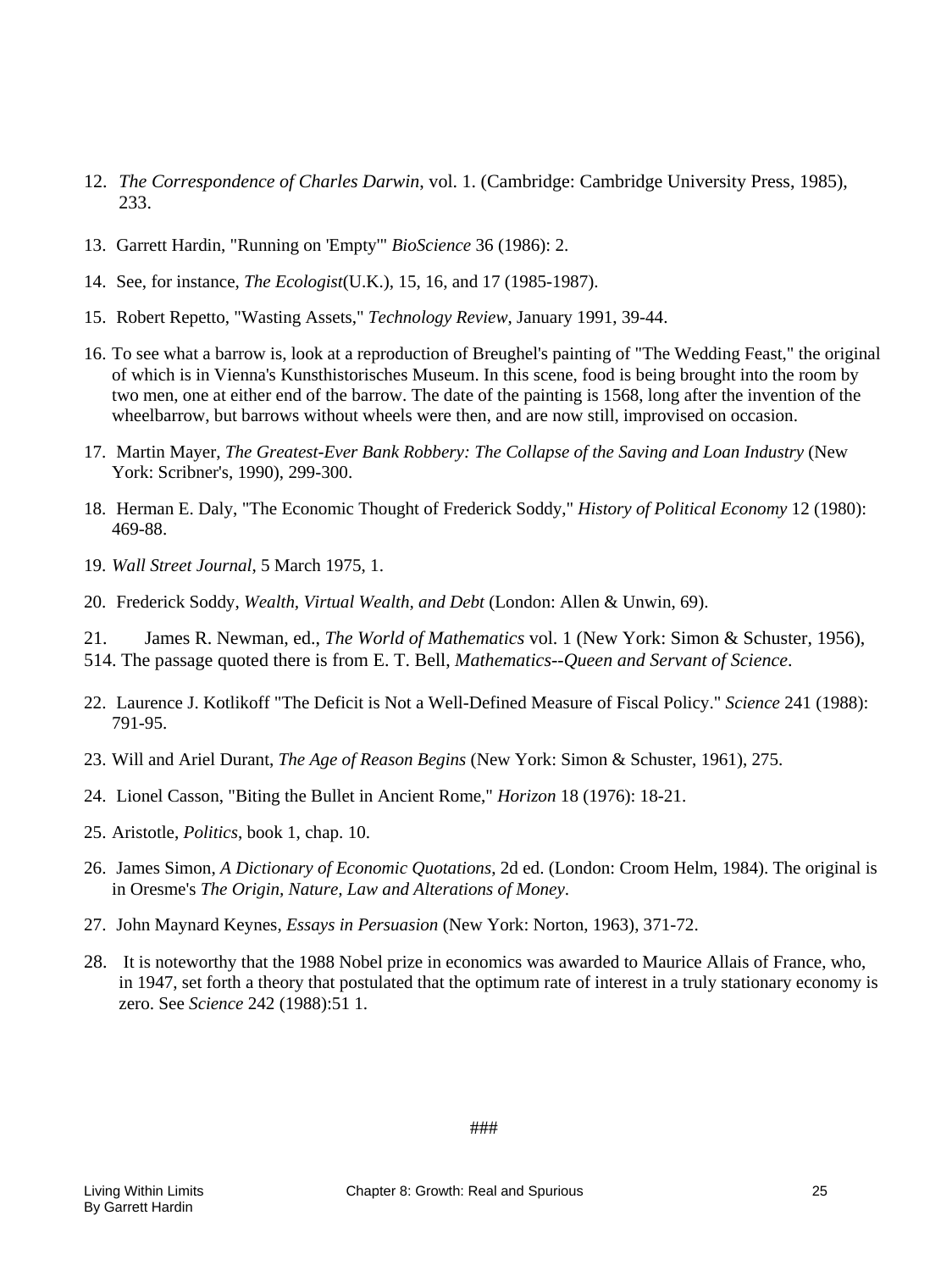12. *The Correspondence of Charles Darwin*, vol. 1. (Cambridge: Cambridge University Press, 1985), 233.

13. Garrett Hardin, "Running on 'Empty'" *BioScience* 36 (1986): 2.

14. See, for instance, *The Ecologist*(U.K.), 15, 16, and 17 (1985-1987).

15. Robert Repetto, "Wasting Assets," *Technology Review*, January 1991, 39-44.

16. To see what a barrow is, look at a reproduction of Breughel's painting of "The Wedding Feast," the original of which is in Vienna's Kunsthistorisches Museum. In this scene, food is being brought into the room by two men, one at either end of the barrow. The date of the painting is 1568, long after the invention of the wheelbarrow, but barrows without wheels were then, and are now still, improvised on occasion.

17. Martin Mayer, *The Greatest-Ever Bank Robbery: The Collapse of the Saving and Loan Industry* (New York: Scribner's, 1990), 299-300.

18. Herman E. Daly, "The Economic Thought of Frederick Soddy," *History of Political Economy* 12 (1980): 469-88.

19. *Wall Street Journal*, 5 March 1975, 1.

20. Frederick Soddy, *Wealth, Virtual Wealth, and Debt* (London: Allen & Unwin, 69).

21. James R. Newman, ed., *The World of Mathematics* vol. 1 (New York: Simon & Schuster, 1956), 514. The passage quoted there is from E. T. Bell, *Mathematics--Queen and Servant of Science*.

22. Laurence J. Kotlikoff "The Deficit is Not a Well-Defined Measure of Fiscal Policy." *Science* 241 (1988): 791-95.

23. Will and Ariel Durant, *The Age of Reason Begins* (New York: Simon & Schuster, 1961), 275.

24. Lionel Casson, "Biting the Bullet in Ancient Rome," *Horizon* 18 (1976): 18-21.

25. Aristotle, *Politics*, book 1, chap. 10.

26. James Simon, *A Dictionary of Economic Quotations*, 2d ed. (London: Croom Helm, 1984). The original is in Oresme's *The Origin, Nature, Law and Alterations of Money*.

27. John Maynard Keynes, *Essays in Persuasion* (New York: Norton, 1963), 371-72.

28. It is noteworthy that the 1988 Nobel prize in economics was awarded to Maurice Allais of France, who, in 1947, set forth a theory that postulated that the optimum rate of interest in a truly stationary economy is zero. See *Science* 242 (1988):51 1.

###